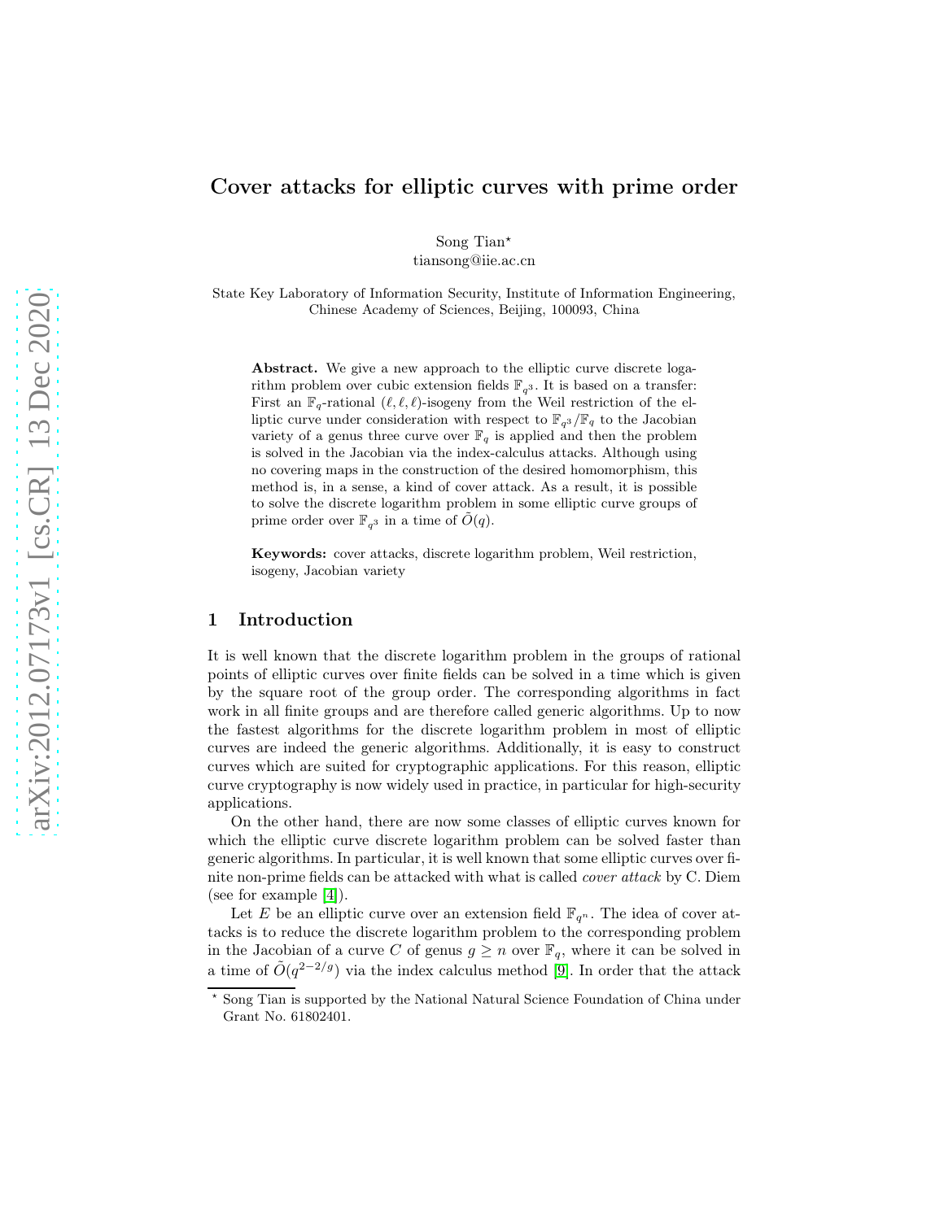# Cover attacks for elliptic curves with prime order

Song Tian*
tiansong@iie.ac.cn

State Key Laboratory of Information Security, Institute of Information Engineering, Chinese Academy of Sciences, Beijing, 100093, China

**Abstract.** We give a new approach to the elliptic curve discrete logarithm problem over cubic extension fields $\mathbb{F}_{q^3}$. It is based on a transfer: First an $\mathbb{F}_q$-rational $(\ell, \ell, \ell)$-isogeny from the Weil restriction of the elliptic curve under consideration with respect to $\mathbb{F}_{q^3}/\mathbb{F}_q$ to the Jacobian variety of a genus three curve over $\mathbb{F}_q$ is applied and then the problem is solved in the Jacobian via the index-calculus attacks. Although using no covering maps in the construction of the desired homomorphism, this method is, in a sense, a kind of cover attack. As a result, it is possible to solve the discrete logarithm problem in some elliptic curve groups of prime order over $\mathbb{F}_{q^3}$ in a time of $\tilde{O}(q)$.

**Keywords:** cover attacks, discrete logarithm problem, Weil restriction, isogeny, Jacobian variety

## 1 Introduction

It is well known that the discrete logarithm problem in the groups of rational points of elliptic curves over finite fields can be solved in a time which is given by the square root of the group order. The corresponding algorithms in fact work in all finite groups and are therefore called generic algorithms. Up to now the fastest algorithms for the discrete logarithm problem in most of elliptic curves are indeed the generic algorithms. Additionally, it is easy to construct curves which are suited for cryptographic applications. For this reason, elliptic curve cryptography is now widely used in practice, in particular for high-security applications.

On the other hand, there are now some classes of elliptic curves known for which the elliptic curve discrete logarithm problem can be solved faster than generic algorithms. In particular, it is well known that some elliptic curves over finite non-prime fields can be attacked with what is called *cover attack* by C. Diem (see for example [4]).

Let $E$ be an elliptic curve over an extension field $\mathbb{F}_{q^n}$. The idea of cover attacks is to reduce the discrete logarithm problem to the corresponding problem in the Jacobian of a curve $C$ of genus $g \geq n$ over $\mathbb{F}_q$, where it can be solved in a time of $\tilde{O}(q^{2-2/g})$ via the index calculus method [9]. In order that the attack

* Song Tian is supported by the National Natural Science Foundation of China under Grant No. 61802401.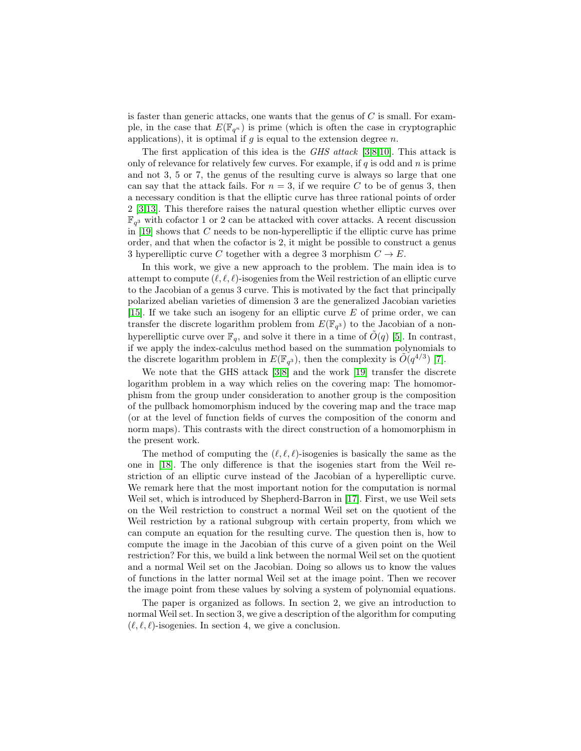is faster than generic attacks, one wants that the genus of $C$ is small. For example, in the case that $E(\mathbb{F}_{q^n})$ is prime (which is often the case in cryptographic applications), it is optimal if $g$ is equal to the extension degree $n$.

The first application of this idea is the *GHS attack* [3,8,10]. This attack is only of relevance for relatively few curves. For example, if $q$ is odd and $n$ is prime and not 3, 5 or 7, the genus of the resulting curve is always so large that one can say that the attack fails. For $n = 3$, if we require $C$ to be of genus 3, then a necessary condition is that the elliptic curve has three rational points of order 2 [3,13]. This therefore raises the natural question whether elliptic curves over $\mathbb{F}_{q^3}$ with cofactor 1 or 2 can be attacked with cover attacks. A recent discussion in [19] shows that $C$ needs to be non-hyperelliptic if the elliptic curve has prime order, and that when the cofactor is 2, it might be possible to construct a genus 3 hyperelliptic curve $C$ together with a degree 3 morphism $C \to E$.

In this work, we give a new approach to the problem. The main idea is to attempt to compute $(\ell, \ell, \ell)$-isogenies from the Weil restriction of an elliptic curve to the Jacobian of a genus 3 curve. This is motivated by the fact that principally polarized abelian varieties of dimension 3 are the generalized Jacobian varieties [15]. If we take such an isogeny for an elliptic curve $E$ of prime order, we can transfer the discrete logarithm problem from $E(\mathbb{F}_{q^3})$ to the Jacobian of a non-hyperelliptic curve over $\mathbb{F}_q$, and solve it there in a time of $\tilde{O}(q)$ [5]. In contrast, if we apply the index-calculus method based on the summation polynomials to the discrete logarithm problem in $E(\mathbb{F}_{q^3})$, then the complexity is $\tilde{O}(q^{4/3})$ [7].

We note that the GHS attack [3,8] and the work [19] transfer the discrete logarithm problem in a way which relies on the covering map: The homomorphism from the group under consideration to another group is the composition of the pullback homomorphism induced by the covering map and the trace map (or at the level of function fields of curves the composition of the conorm and norm maps). This contrasts with the direct construction of a homomorphism in the present work.

The method of computing the $(\ell, \ell, \ell)$-isogenies is basically the same as the one in [18]. The only difference is that the isogenies start from the Weil restriction of an elliptic curve instead of the Jacobian of a hyperelliptic curve. We remark here that the most important notion for the computation is normal Weil set, which is introduced by Shepherd-Barron in [17]. First, we use Weil sets on the Weil restriction to construct a normal Weil set on the quotient of the Weil restriction by a rational subgroup with certain property, from which we can compute an equation for the resulting curve. The question then is, how to compute the image in the Jacobian of this curve of a given point on the Weil restriction? For this, we build a link between the normal Weil set on the quotient and a normal Weil set on the Jacobian. Doing so allows us to know the values of functions in the latter normal Weil set at the image point. Then we recover the image point from these values by solving a system of polynomial equations.

The paper is organized as follows. In section 2, we give an introduction to normal Weil set. In section 3, we give a description of the algorithm for computing $(\ell, \ell, \ell)$-isogenies. In section 4, we give a conclusion.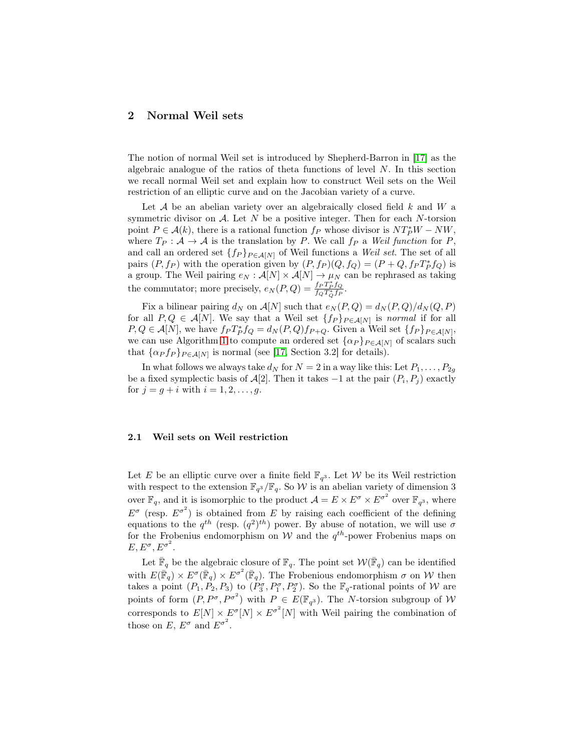## 2 Normal Weil sets

The notion of normal Weil set is introduced by Shepherd-Barron in [17] as the algebraic analogue of the ratios of theta functions of level $N$. In this section we recall normal Weil set and explain how to construct Weil sets on the Weil restriction of an elliptic curve and on the Jacobian variety of a curve.

Let $\mathcal{A}$ be an abelian variety over an algebraically closed field $k$ and $W$ a symmetric divisor on $\mathcal{A}$. Let $N$ be a positive integer. Then for each $N$-torsion point $P \in \mathcal{A}(k)$, there is a rational function $f_P$ whose divisor is $NT_P^*W - NW$, where $T_P : \mathcal{A} \to \mathcal{A}$ is the translation by $P$. We call $f_P$ a *Weil function* for $P$, and call an ordered set $\{f_P\}_{P \in \mathcal{A}[N]}$ of Weil functions a *Weil set*. The set of all pairs $(P, f_P)$ with the operation given by $(P, f_P)(Q, f_Q) = (P + Q, f_P T_P^* f_Q)$ is a group. The Weil pairing $e_N : \mathcal{A}[N] \times \mathcal{A}[N] \to \mu_N$ can be rephrased as taking the commutator; more precisely, $e_N(P, Q) = \frac{f_P T_P^* f_Q}{f_Q T_Q^* f_P}$.

Fix a bilinear pairing $d_N$ on $\mathcal{A}[N]$ such that $e_N(P, Q) = d_N(P, Q)/d_N(Q, P)$ for all $P, Q \in \mathcal{A}[N]$. We say that a Weil set $\{f_P\}_{P \in \mathcal{A}[N]}$ is *normal* if for all $P, Q \in \mathcal{A}[N]$, we have $f_P T_P^* f_Q = d_N(P, Q) f_{P+Q}$. Given a Weil set $\{f_P\}_{P \in \mathcal{A}[N]}$, we can use Algorithm 1 to compute an ordered set $\{\alpha_P\}_{P \in \mathcal{A}[N]}$ of scalars such that $\{\alpha_P f_P\}_{P \in \mathcal{A}[N]}$ is normal (see [17, Section 3.2] for details).

In what follows we always take $d_N$ for $N = 2$ in a way like this: Let $P_1, \ldots, P_{2g}$ be a fixed symplectic basis of $\mathcal{A}[2]$. Then it takes $-1$ at the pair $(P_i, P_j)$ exactly for $j = g + i$ with $i = 1, 2, \ldots, g$.

### 2.1 Weil sets on Weil restriction

Let $E$ be an elliptic curve over a finite field $\mathbb{F}_{q^3}$. Let $\mathcal{W}$ be its Weil restriction with respect to the extension $\mathbb{F}_{q^3}/\mathbb{F}_q$. So $\mathcal{W}$ is an abelian variety of dimension 3 over $\mathbb{F}_q$, and it is isomorphic to the product $\mathcal{A} = E \times E^\sigma \times E^{\sigma^2}$ over $\mathbb{F}_{q^3}$, where $E^\sigma$ (resp. $E^{\sigma^2}$) is obtained from $E$ by raising each coefficient of the defining equations to the $q^{th}$ (resp. $(q^2)^{th}$) power. By abuse of notation, we will use $\sigma$ for the Frobenius endomorphism on $\mathcal{W}$ and the $q^{th}$-power Frobenius maps on $E, E^\sigma, E^{\sigma^2}$.

Let $\bar{\mathbb{F}}_q$ be the algebraic closure of $\mathbb{F}_q$. The point set $\mathcal{W}(\bar{\mathbb{F}}_q)$ can be identified with $E(\bar{\mathbb{F}}_q) \times E^\sigma(\bar{\mathbb{F}}_q) \times E^{\sigma^2}(\bar{\mathbb{F}}_q)$. The Frobenius endomorphism $\sigma$ on $\mathcal{W}$ then takes a point $(P_1, P_2, P_3)$ to $(P_3^\sigma, P_1^\sigma, P_2^\sigma)$. So the $\mathbb{F}_q$-rational points of $\mathcal{W}$ are points of form $(P, P^\sigma, P^{\sigma^2})$ with $P \in E(\mathbb{F}_{q^3})$. The $N$-torsion subgroup of $\mathcal{W}$ corresponds to $E[N] \times E^\sigma[N] \times E^{\sigma^2}[N]$ with Weil pairing the combination of those on $E$, $E^\sigma$ and $E^{\sigma^2}$.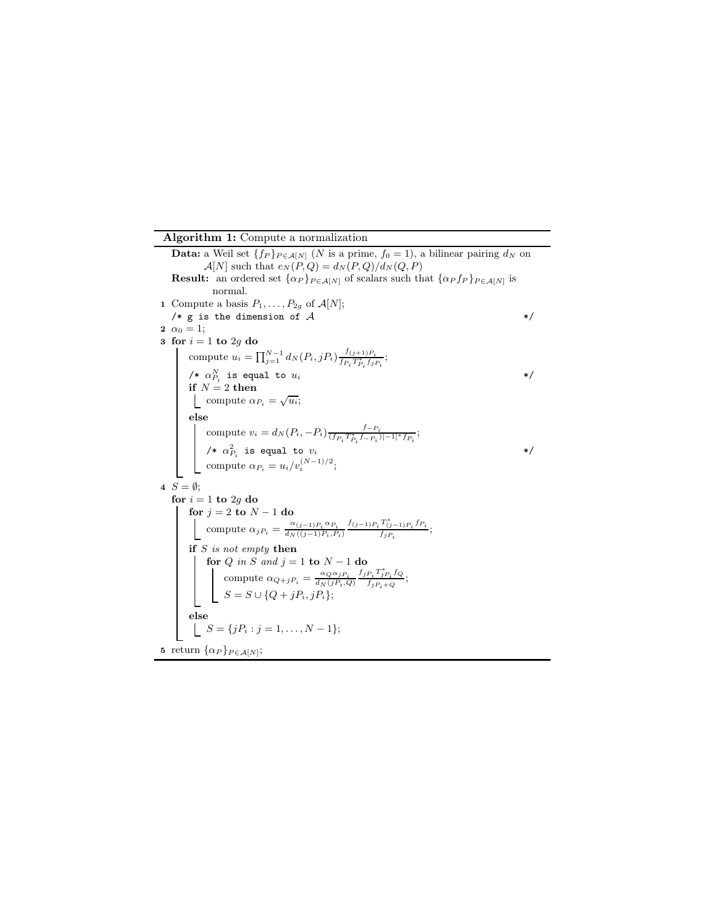**Algorithm 1:** Compute a normalization

**Data:** a Weil set $\{f_P\}_{P\in\mathcal{A}[N]}$ ($N$ is a prime, $f_0 = 1$), a bilinear pairing $d_N$ on $\mathcal{A}[N]$ such that $e_N(P,Q) = d_N(P,Q)/d_N(Q,P)$

**Result:** an ordered set $\{\alpha_P\}_{P\in\mathcal{A}[N]}$ of scalars such that $\{\alpha_P f_P\}_{P\in\mathcal{A}[N]}$ is normal.

```
1  Compute a basis P_1, ..., P_{2g} of A[N];
   /* g is the dimension of A                                              */
2  α_0 = 1;
3  for i = 1 to 2g do
       compute u_i = ∏_{j=1}^{N-1} d_N(P_i, jP_i) f_{(j+1)P_i} / (f_{P_i} T*_{P_i} f_{jP_i});
       /* α_{P_i}^N is equal to u_i                                            */
       if N = 2 then
           compute α_{P_i} = sqrt(u_i);
       else
           compute v_i = d_N(P_i, -P_i) f_{-P_i} / ((f_{P_i} T*_{P_i} f_{-P_i})[-1]* f_{P_i});
           /* α_{P_i}^2 is equal to v_i                                          */
           compute α_{P_i} = u_i / v_i^{(N-1)/2};
4  S = ∅;
   for i = 1 to 2g do
       for j = 2 to N - 1 do
           compute α_{jP_i} = α_{(j-1)P_i} α_{P_i} / d_N((j-1)P_i, P_i) · f_{(j-1)P_i} T*_{(j-1)P_i} f_{P_i} / f_{jP_i};
       if S is not empty then
           for Q in S and j = 1 to N - 1 do
               compute α_{Q+jP_i} = α_Q α_{jP_i} / d_N(jP_i, Q) · f_{jP_i} T*_{jP_i} f_Q / f_{jP_i+Q};
               S = S ∪ {Q + jP_i, jP_i};
       else
           S = {jP_i : j = 1, ..., N - 1};
5  return {α_P}_{P∈A[N]};
```

Formulas used in the algorithm:

- Line 3: $u_i = \prod_{j=1}^{N-1} d_N(P_i, jP_i) \frac{f_{(j+1)P_i}}{f_{P_i} T^*_{P_i} f_{jP_i}}$; $\alpha_{P_i}^N$ is equal to $u_i$. If $N=2$: $\alpha_{P_i} = \sqrt{u_i}$. Else: $v_i = d_N(P_i, -P_i) \frac{f_{-P_i}}{(f_{P_i} T^*_{P_i} f_{-P_i})[-1]^* f_{P_i}}$; $\alpha_{P_i}^2$ is equal to $v_i$; $\alpha_{P_i} = u_i / v_i^{(N-1)/2}$.
- Line 4: $\alpha_{jP_i} = \frac{\alpha_{(j-1)P_i} \alpha_{P_i}}{d_N((j-1)P_i, P_i)} \frac{f_{(j-1)P_i} T^*_{(j-1)P_i} f_{P_i}}{f_{jP_i}}$; $\alpha_{Q+jP_i} = \frac{\alpha_Q \alpha_{jP_i}}{d_N(jP_i, Q)} \frac{f_{jP_i} T^*_{jP_i} f_Q}{f_{jP_i+Q}}$; $S = S \cup \{Q + jP_i, jP_i\}$; $S = \{jP_i : j = 1, \ldots, N-1\}$.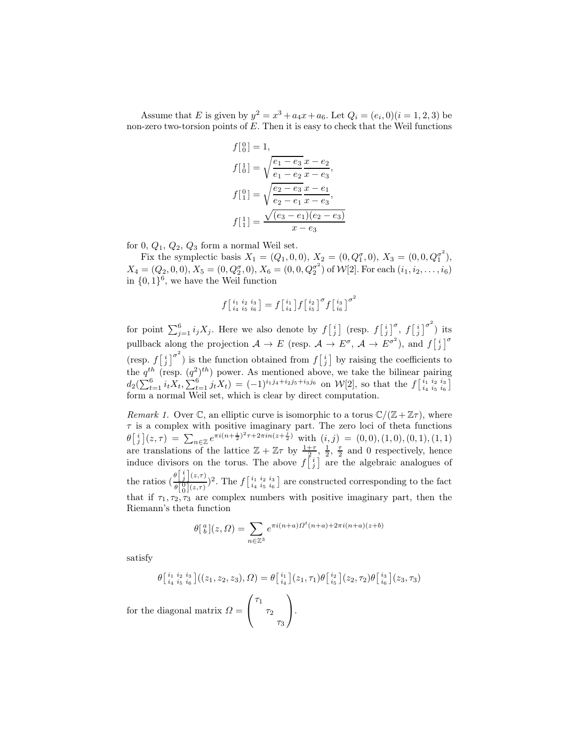Assume that $E$ is given by $y^2 = x^3 + a_4 x + a_6$. Let $Q_i = (e_i, 0)(i = 1, 2, 3)$ be non-zero two-torsion points of $E$. Then it is easy to check that the Weil functions

$$
\begin{aligned}
f\left[\begin{smallmatrix} 0 \\ 0 \end{smallmatrix}\right] &= 1, \\
f\left[\begin{smallmatrix} 1 \\ 0 \end{smallmatrix}\right] &= \sqrt{\frac{e_1 - e_3}{e_1 - e_2}} \frac{x - e_2}{x - e_3}, \\
f\left[\begin{smallmatrix} 0 \\ 1 \end{smallmatrix}\right] &= \sqrt{\frac{e_2 - e_3}{e_2 - e_1}} \frac{x - e_1}{x - e_3}, \\
f\left[\begin{smallmatrix} 1 \\ 1 \end{smallmatrix}\right] &= \frac{\sqrt{(e_3 - e_1)(e_2 - e_3)}}{x - e_3}
\end{aligned}
$$

for $0$, $Q_1$, $Q_2$, $Q_3$ form a normal Weil set.

Fix the symplectic basis $X_1 = (Q_1, 0, 0)$, $X_2 = (0, Q_1^\sigma, 0)$, $X_3 = (0, 0, Q_1^{\sigma^2})$, $X_4 = (Q_2, 0, 0)$, $X_5 = (0, Q_2^\sigma, 0)$, $X_6 = (0, 0, Q_2^{\sigma^2})$ of $\mathcal{W}[2]$. For each $(i_1, i_2, \ldots, i_6)$ in $\{0, 1\}^6$, we have the Weil function

$$
f\left[\begin{smallmatrix} i_1 & i_2 & i_3 \\ i_4 & i_5 & i_6 \end{smallmatrix}\right] = f\left[\begin{smallmatrix} i_1 \\ i_4 \end{smallmatrix}\right] f\left[\begin{smallmatrix} i_2 \\ i_5 \end{smallmatrix}\right]^\sigma f\left[\begin{smallmatrix} i_3 \\ i_6 \end{smallmatrix}\right]^{\sigma^2}
$$

for point $\sum_{j=1}^{6} i_j X_j$. Here we also denote by $f\left[\begin{smallmatrix} i \\ j \end{smallmatrix}\right]$ (resp. $f\left[\begin{smallmatrix} i \\ j \end{smallmatrix}\right]^\sigma$, $f\left[\begin{smallmatrix} i \\ j \end{smallmatrix}\right]^{\sigma^2}$) its pullback along the projection $\mathcal{A} \to E$ (resp. $\mathcal{A} \to E^\sigma$, $\mathcal{A} \to E^{\sigma^2}$), and $f\left[\begin{smallmatrix} i \\ j \end{smallmatrix}\right]^\sigma$ (resp. $f\left[\begin{smallmatrix} i \\ j \end{smallmatrix}\right]^{\sigma^2}$) is the function obtained from $f\left[\begin{smallmatrix} i \\ j \end{smallmatrix}\right]$ by raising the coefficients to the $q^{th}$ (resp. $(q^2)^{th}$) power. As mentioned above, we take the bilinear pairing $d_2(\sum_{t=1}^{6} i_t X_t, \sum_{t=1}^{6} j_t X_t) = (-1)^{i_1 j_4 + i_2 j_5 + i_3 j_6}$ on $\mathcal{W}[2]$, so that the $f\left[\begin{smallmatrix} i_1 & i_2 & i_3 \\ i_4 & i_5 & i_6 \end{smallmatrix}\right]$ form a normal Weil set, which is clear by direct computation.

*Remark 1.* Over $\mathbb{C}$, an elliptic curve is isomorphic to a torus $\mathbb{C}/(\mathbb{Z} + \mathbb{Z}\tau)$, where $\tau$ is a complex with positive imaginary part. The zero loci of theta functions $\theta\left[\begin{smallmatrix} i \\ j \end{smallmatrix}\right](z, \tau) = \sum_{n \in \mathbb{Z}} e^{\pi i (n + \frac{i}{2})^2 \tau + 2\pi i n (z + \frac{j}{2})}$ with $(i, j) = (0, 0), (1, 0), (0, 1), (1, 1)$ are translations of the lattice $\mathbb{Z} + \mathbb{Z}\tau$ by $\frac{1+\tau}{2}$, $\frac{1}{2}$, $\frac{\tau}{2}$ and $0$ respectively, hence induce divisors on the torus. The above $f\left[\begin{smallmatrix} i \\ j \end{smallmatrix}\right]$ are the algebraic analogues of the ratios $\left(\frac{\theta\left[\begin{smallmatrix} i \\ j \end{smallmatrix}\right](z,\tau)}{\theta\left[\begin{smallmatrix} 0 \\ 0 \end{smallmatrix}\right](z,\tau)}\right)^2$. The $f\left[\begin{smallmatrix} i_1 & i_2 & i_3 \\ i_4 & i_5 & i_6 \end{smallmatrix}\right]$ are constructed corresponding to the fact that if $\tau_1, \tau_2, \tau_3$ are complex numbers with positive imaginary part, then the Riemann's theta function

$$
\theta\left[\begin{smallmatrix} a \\ b \end{smallmatrix}\right](z, \Omega) = \sum_{n \in \mathbb{Z}^3} e^{\pi i (n+a) \Omega^t (n+a) + 2\pi i (n+a)(z+b)}
$$

satisfy

$$
\theta\left[\begin{smallmatrix} i_1 & i_2 & i_3 \\ i_4 & i_5 & i_6 \end{smallmatrix}\right]((z_1, z_2, z_3), \Omega) = \theta\left[\begin{smallmatrix} i_1 \\ i_4 \end{smallmatrix}\right](z_1, \tau_1) \theta\left[\begin{smallmatrix} i_2 \\ i_5 \end{smallmatrix}\right](z_2, \tau_2) \theta\left[\begin{smallmatrix} i_3 \\ i_6 \end{smallmatrix}\right](z_3, \tau_3)
$$

for the diagonal matrix $\Omega = \begin{pmatrix} \tau_1 & & \\ & \tau_2 & \\ & & \tau_3 \end{pmatrix}$.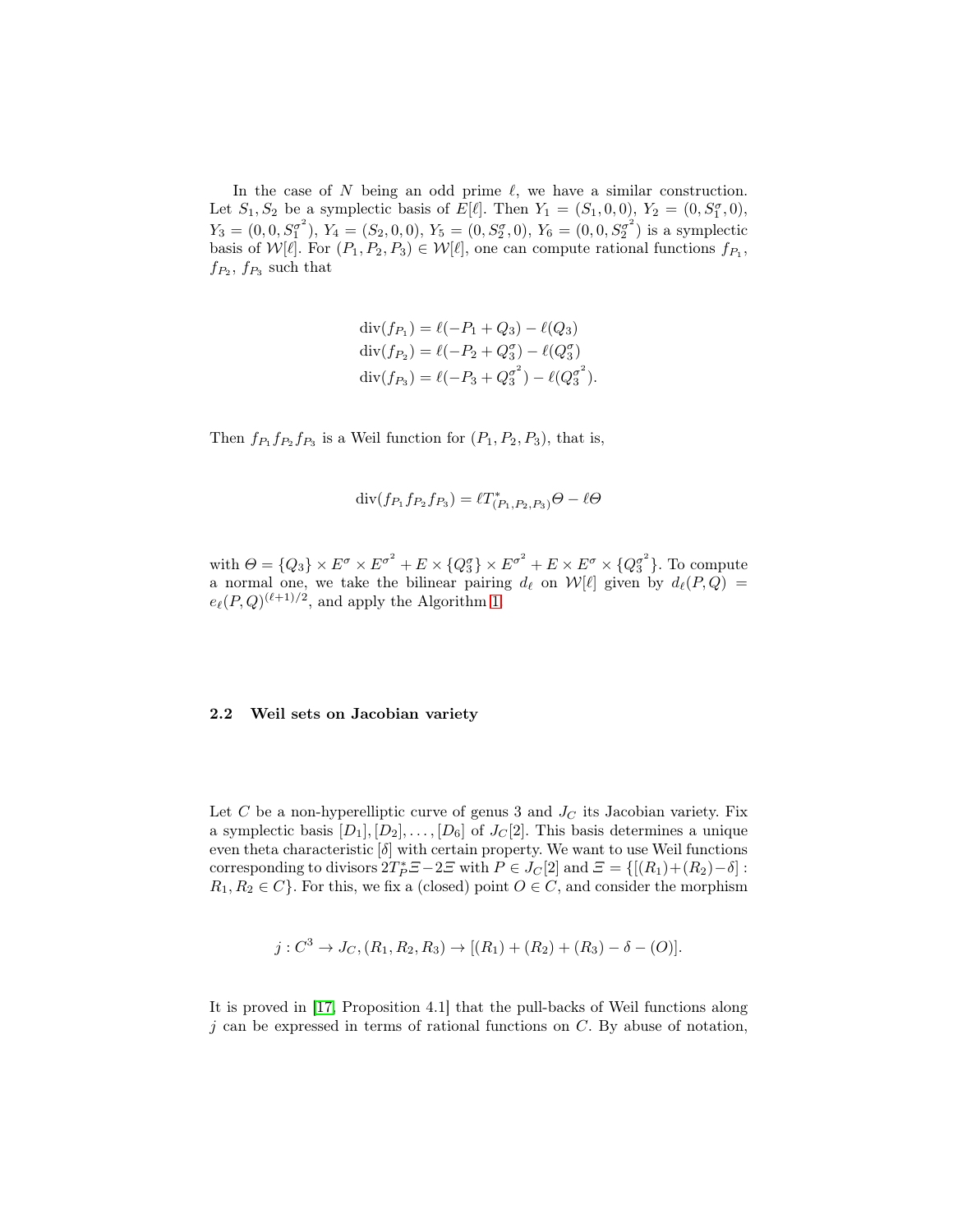In the case of $N$ being an odd prime $\ell$, we have a similar construction. Let $S_1, S_2$ be a symplectic basis of $E[\ell]$. Then $Y_1 = (S_1, 0, 0)$, $Y_2 = (0, S_1^\sigma, 0)$, $Y_3 = (0, 0, S_1^{\sigma^2})$, $Y_4 = (S_2, 0, 0)$, $Y_5 = (0, S_2^\sigma, 0)$, $Y_6 = (0, 0, S_2^{\sigma^2})$ is a symplectic basis of $\mathcal{W}[\ell]$. For $(P_1, P_2, P_3) \in \mathcal{W}[\ell]$, one can compute rational functions $f_{P_1}$, $f_{P_2}$, $f_{P_3}$ such that

$$
\begin{aligned}
\mathrm{div}(f_{P_1}) &= \ell(-P_1 + Q_3) - \ell(Q_3) \\
\mathrm{div}(f_{P_2}) &= \ell(-P_2 + Q_3^\sigma) - \ell(Q_3^\sigma) \\
\mathrm{div}(f_{P_3}) &= \ell(-P_3 + Q_3^{\sigma^2}) - \ell(Q_3^{\sigma^2}).
\end{aligned}
$$

Then $f_{P_1} f_{P_2} f_{P_3}$ is a Weil function for $(P_1, P_2, P_3)$, that is,

$$
\mathrm{div}(f_{P_1} f_{P_2} f_{P_3}) = \ell T^*_{(P_1,P_2,P_3)} \Theta - \ell \Theta
$$

with $\Theta = \{Q_3\} \times E^\sigma \times E^{\sigma^2} + E \times \{Q_3^\sigma\} \times E^{\sigma^2} + E \times E^\sigma \times \{Q_3^{\sigma^2}\}$. To compute a normal one, we take the bilinear pairing $d_\ell$ on $\mathcal{W}[\ell]$ given by $d_\ell(P, Q) = e_\ell(P, Q)^{(\ell+1)/2}$, and apply the Algorithm 1.

### 2.2 Weil sets on Jacobian variety

Let $C$ be a non-hyperelliptic curve of genus 3 and $J_C$ its Jacobian variety. Fix a symplectic basis $[D_1], [D_2], \ldots, [D_6]$ of $J_C[2]$. This basis determines a unique even theta characteristic $[\delta]$ with certain property. We want to use Weil functions corresponding to divisors $2T_P^* \Xi - 2\Xi$ with $P \in J_C[2]$ and $\Xi = \{[(R_1) + (R_2) - \delta] : R_1, R_2 \in C\}$. For this, we fix a (closed) point $O \in C$, and consider the morphism

$$
j : C^3 \to J_C, (R_1, R_2, R_3) \to [(R_1) + (R_2) + (R_3) - \delta - (O)].
$$

It is proved in [17, Proposition 4.1] that the pull-backs of Weil functions along $j$ can be expressed in terms of rational functions on $C$. By abuse of notation,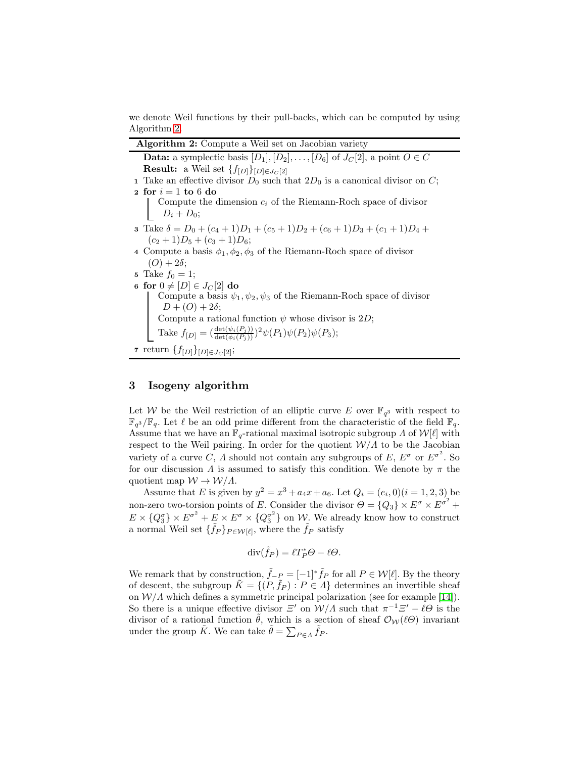we denote Weil functions by their pull-backs, which can be computed by using Algorithm 2.

**Algorithm 2:** Compute a Weil set on Jacobian variety

**Data:** a symplectic basis $[D_1], [D_2], \dots, [D_6]$ of $J_C[2]$, a point $O \in C$
**Result:** a Weil set $\{f_{[D]}\}_{[D] \in J_C[2]}$

1. Take an effective divisor $D_0$ such that $2D_0$ is a canonical divisor on $C$;
2. **for** $i = 1$ **to** 6 **do**
    - Compute the dimension $c_i$ of the Riemann-Roch space of divisor $D_i + D_0$;
3. Take $\delta = D_0 + (c_4+1)D_1 + (c_5+1)D_2 + (c_6+1)D_3 + (c_1+1)D_4 + (c_2+1)D_5 + (c_3+1)D_6$;
4. Compute a basis $\phi_1, \phi_2, \phi_3$ of the Riemann-Roch space of divisor $(O) + 2\delta$;
5. Take $f_0 = 1$;
6. **for** $0 \neq [D] \in J_C[2]$ **do**
    - Compute a basis $\psi_1, \psi_2, \psi_3$ of the Riemann-Roch space of divisor $D + (O) + 2\delta$;
    - Compute a rational function $\psi$ whose divisor is $2D$;
    - Take $f_{[D]} = (\frac{\det(\psi_i(P_j))}{\det(\phi_i(P_j))})^2 \psi(P_1)\psi(P_2)\psi(P_3)$;
7. return $\{f_{[D]}\}_{[D] \in J_C[2]}$;

## 3 Isogeny algorithm

Let $\mathcal{W}$ be the Weil restriction of an elliptic curve $E$ over $\mathbb{F}_{q^3}$ with respect to $\mathbb{F}_{q^3}/\mathbb{F}_q$. Let $\ell$ be an odd prime different from the characteristic of the field $\mathbb{F}_q$. Assume that we have an $\mathbb{F}_q$-rational maximal isotropic subgroup $\Lambda$ of $\mathcal{W}[\ell]$ with respect to the Weil pairing. In order for the quotient $\mathcal{W}/\Lambda$ to be the Jacobian variety of a curve $C$, $\Lambda$ should not contain any subgroups of $E$, $E^\sigma$ or $E^{\sigma^2}$. So for our discussion $\Lambda$ is assumed to satisfy this condition. We denote by $\pi$ the quotient map $\mathcal{W} \to \mathcal{W}/\Lambda$.

Assume that $E$ is given by $y^2 = x^3 + a_4 x + a_6$. Let $Q_i = (e_i, 0) (i = 1, 2, 3)$ be non-zero two-torsion points of $E$. Consider the divisor $\Theta = \{Q_3\} \times E^\sigma \times E^{\sigma^2} + E \times \{Q_3^\sigma\} \times E^{\sigma^2} + E \times E^\sigma \times \{Q_3^{\sigma^2}\}$ on $\mathcal{W}$. We already know how to construct a normal Weil set $\{\tilde{f}_P\}_{P \in \mathcal{W}[\ell]}$, where the $\tilde{f}_P$ satisfy

$$\mathrm{div}(\tilde{f}_P) = \ell T_P^* \Theta - \ell \Theta.$$

We remark that by construction, $\tilde{f}_{-P} = [-1]^* \tilde{f}_P$ for all $P \in \mathcal{W}[\ell]$. By the theory of descent, the subgroup $\tilde{K} = \{(P, \tilde{f}_P) : P \in \Lambda\}$ determines an invertible sheaf on $\mathcal{W}/\Lambda$ which defines a symmetric principal polarization (see for example [14]). So there is a unique effective divisor $\Xi'$ on $\mathcal{W}/\Lambda$ such that $\pi^{-1}\Xi' - \ell\Theta$ is the divisor of a rational function $\tilde{\theta}$, which is a section of sheaf $\mathcal{O}_{\mathcal{W}}(\ell\Theta)$ invariant under the group $\tilde{K}$. We can take $\tilde{\theta} = \sum_{P \in \Lambda} \tilde{f}_P$.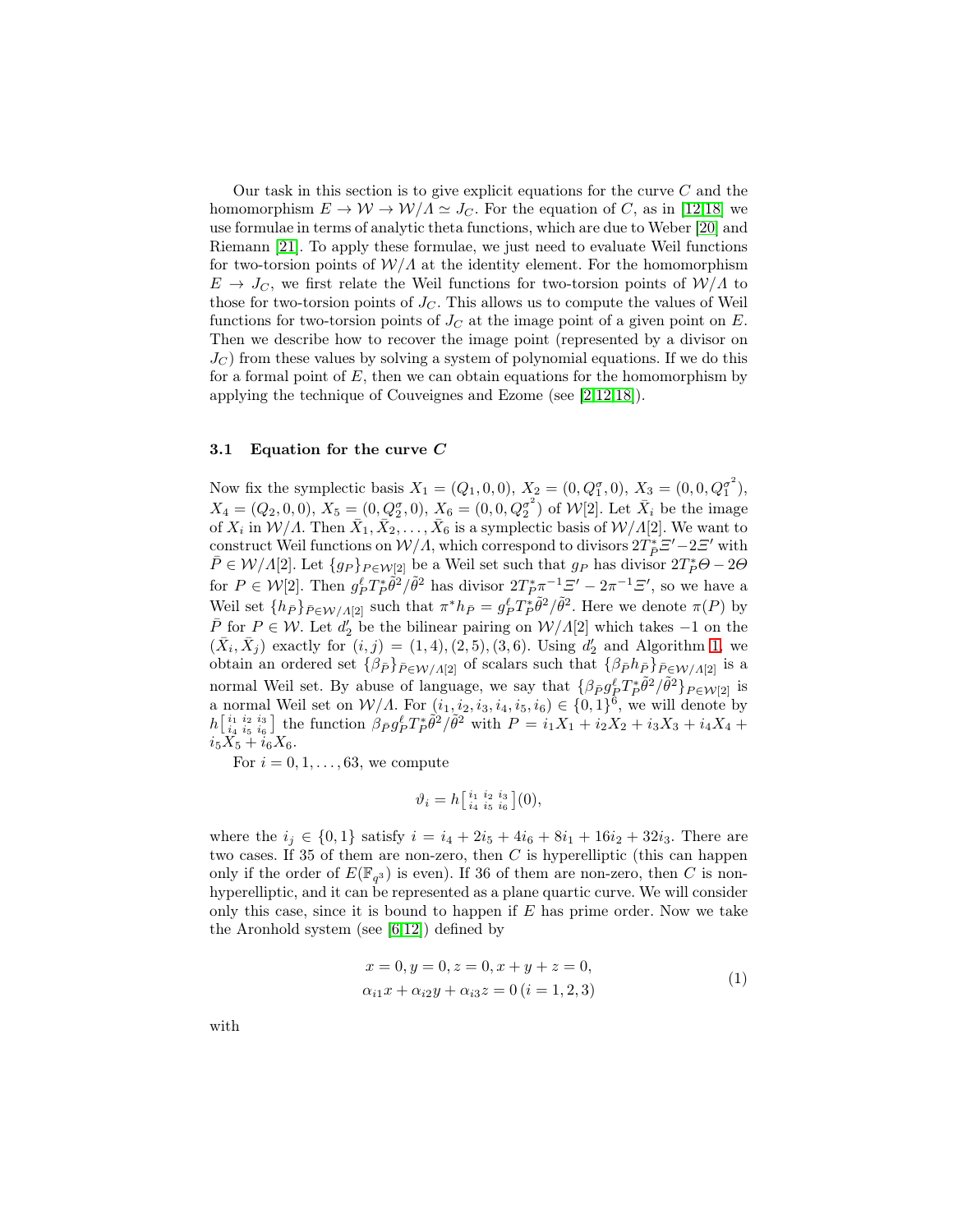Our task in this section is to give explicit equations for the curve $C$ and the homomorphism $E \to \mathcal{W} \to \mathcal{W}/\Lambda \simeq J_C$. For the equation of $C$, as in [12,18] we use formulae in terms of analytic theta functions, which are due to Weber [20] and Riemann [21]. To apply these formulae, we just need to evaluate Weil functions for two-torsion points of $\mathcal{W}/\Lambda$ at the identity element. For the homomorphism $E \to J_C$, we first relate the Weil functions for two-torsion points of $\mathcal{W}/\Lambda$ to those for two-torsion points of $J_C$. This allows us to compute the values of Weil functions for two-torsion points of $J_C$ at the image point of a given point on $E$. Then we describe how to recover the image point (represented by a divisor on $J_C$) from these values by solving a system of polynomial equations. If we do this for a formal point of $E$, then we can obtain equations for the homomorphism by applying the technique of Couveignes and Ezome (see [2,12,18]).

### 3.1 Equation for the curve $C$

Now fix the symplectic basis $X_1 = (Q_1, 0, 0)$, $X_2 = (0, Q_1^{\sigma}, 0)$, $X_3 = (0, 0, Q_1^{\sigma^2})$, $X_4 = (Q_2, 0, 0)$, $X_5 = (0, Q_2^{\sigma}, 0)$, $X_6 = (0, 0, Q_2^{\sigma^2})$ of $\mathcal{W}[2]$. Let $\bar{X}_i$ be the image of $X_i$ in $\mathcal{W}/\Lambda$. Then $\bar{X}_1, \bar{X}_2, \ldots, \bar{X}_6$ is a symplectic basis of $\mathcal{W}/\Lambda[2]$. We want to construct Weil functions on $\mathcal{W}/\Lambda$, which correspond to divisors $2T_{\bar{P}}^{*}\Xi' - 2\Xi'$ with $\bar{P} \in \mathcal{W}/\Lambda[2]$. Let $\{g_P\}_{P\in\mathcal{W}[2]}$ be a Weil set such that $g_P$ has divisor $2T_P^{*}\Theta - 2\Theta$ for $P \in \mathcal{W}[2]$. Then $g_P^{\ell} T_P^{*}\tilde{\theta}^2/\tilde{\theta}^2$ has divisor $2T_P^{*}\pi^{-1}\Xi' - 2\pi^{-1}\Xi'$, so we have a Weil set $\{h_{\bar{P}}\}_{\bar{P}\in\mathcal{W}/\Lambda[2]}$ such that $\pi^{*}h_{\bar{P}} = g_P^{\ell} T_P^{*}\tilde{\theta}^2/\tilde{\theta}^2$. Here we denote $\pi(P)$ by $\bar{P}$ for $P \in \mathcal{W}$. Let $d_2'$ be the bilinear pairing on $\mathcal{W}/\Lambda[2]$ which takes $-1$ on the $(\bar{X}_i, \bar{X}_j)$ exactly for $(i,j) = (1,4), (2,5), (3,6)$. Using $d_2'$ and Algorithm 1, we obtain an ordered set $\{\beta_{\bar{P}}\}_{\bar{P}\in\mathcal{W}/\Lambda[2]}$ of scalars such that $\{\beta_{\bar{P}} h_{\bar{P}}\}_{\bar{P}\in\mathcal{W}/\Lambda[2]}$ is a normal Weil set. By abuse of language, we say that $\{\beta_{\bar{P}} g_P^{\ell} T_P^{*}\tilde{\theta}^2/\tilde{\theta}^2\}_{P\in\mathcal{W}[2]}$ is a normal Weil set on $\mathcal{W}/\Lambda$. For $(i_1, i_2, i_3, i_4, i_5, i_6) \in \{0,1\}^6$, we will denote by $h\left[\begin{smallmatrix} i_1 & i_2 & i_3 \\ i_4 & i_5 & i_6 \end{smallmatrix}\right]$ the function $\beta_{\bar{P}} g_P^{\ell} T_P^{*}\tilde{\theta}^2/\tilde{\theta}^2$ with $P = i_1X_1 + i_2X_2 + i_3X_3 + i_4X_4 + i_5X_5 + i_6X_6$.

For $i = 0, 1, \ldots, 63$, we compute

$$\vartheta_i = h\left[\begin{smallmatrix} i_1 & i_2 & i_3 \\ i_4 & i_5 & i_6 \end{smallmatrix}\right](0),$$

where the $i_j \in \{0,1\}$ satisfy $i = i_4 + 2i_5 + 4i_6 + 8i_1 + 16i_2 + 32i_3$. There are two cases. If 35 of them are non-zero, then $C$ is hyperelliptic (this can happen only if the order of $E(\mathbb{F}_{q^3})$ is even). If 36 of them are non-zero, then $C$ is non-hyperelliptic, and it can be represented as a plane quartic curve. We will consider only this case, since it is bound to happen if $E$ has prime order. Now we take the Aronhold system (see [6,12]) defined by

$$\begin{aligned} &x = 0, y = 0, z = 0, x + y + z = 0, \\ &\alpha_{i1}x + \alpha_{i2}y + \alpha_{i3}z = 0 \, (i = 1, 2, 3) \end{aligned} \tag{1}$$

with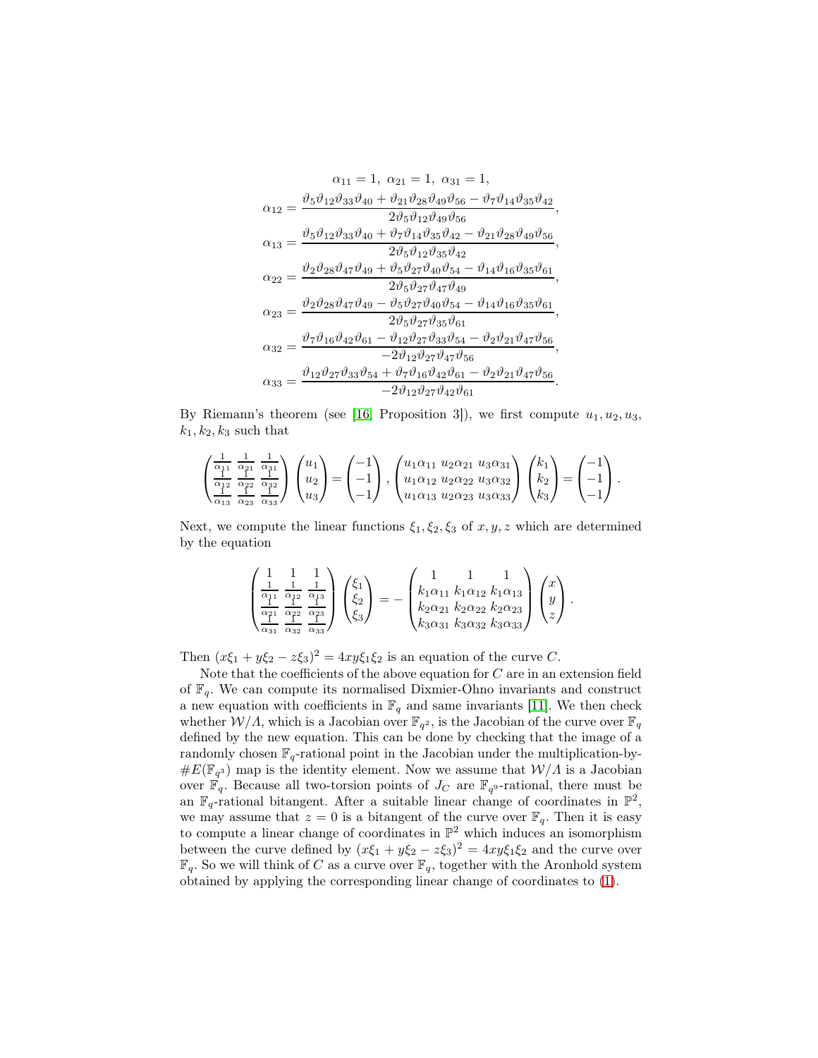$$\alpha_{11} = 1,\ \alpha_{21} = 1,\ \alpha_{31} = 1,$$

$$\alpha_{12} = \frac{\vartheta_5\vartheta_{12}\vartheta_{33}\vartheta_{40} + \vartheta_{21}\vartheta_{28}\vartheta_{49}\vartheta_{56} - \vartheta_7\vartheta_{14}\vartheta_{35}\vartheta_{42}}{2\vartheta_5\vartheta_{12}\vartheta_{49}\vartheta_{56}},$$

$$\alpha_{13} = \frac{\vartheta_5\vartheta_{12}\vartheta_{33}\vartheta_{40} + \vartheta_7\vartheta_{14}\vartheta_{35}\vartheta_{42} - \vartheta_{21}\vartheta_{28}\vartheta_{49}\vartheta_{56}}{2\vartheta_5\vartheta_{12}\vartheta_{35}\vartheta_{42}},$$

$$\alpha_{22} = \frac{\vartheta_2\vartheta_{28}\vartheta_{47}\vartheta_{49} + \vartheta_5\vartheta_{27}\vartheta_{40}\vartheta_{54} - \vartheta_{14}\vartheta_{16}\vartheta_{35}\vartheta_{61}}{2\vartheta_5\vartheta_{27}\vartheta_{47}\vartheta_{49}},$$

$$\alpha_{23} = \frac{\vartheta_2\vartheta_{28}\vartheta_{47}\vartheta_{49} - \vartheta_5\vartheta_{27}\vartheta_{40}\vartheta_{54} - \vartheta_{14}\vartheta_{16}\vartheta_{35}\vartheta_{61}}{2\vartheta_5\vartheta_{27}\vartheta_{35}\vartheta_{61}},$$

$$\alpha_{32} = \frac{\vartheta_7\vartheta_{16}\vartheta_{42}\vartheta_{61} - \vartheta_{12}\vartheta_{27}\vartheta_{33}\vartheta_{54} - \vartheta_2\vartheta_{21}\vartheta_{47}\vartheta_{56}}{-2\vartheta_{12}\vartheta_{27}\vartheta_{47}\vartheta_{56}},$$

$$\alpha_{33} = \frac{\vartheta_{12}\vartheta_{27}\vartheta_{33}\vartheta_{54} + \vartheta_7\vartheta_{16}\vartheta_{42}\vartheta_{61} - \vartheta_2\vartheta_{21}\vartheta_{47}\vartheta_{56}}{-2\vartheta_{12}\vartheta_{27}\vartheta_{42}\vartheta_{61}}.$$

By Riemann's theorem (see [16, Proposition 3]), we first compute $u_1, u_2, u_3, k_1, k_2, k_3$ such that

$$\begin{pmatrix} \frac{1}{\alpha_{11}} & \frac{1}{\alpha_{21}} & \frac{1}{\alpha_{31}} \\ \frac{1}{\alpha_{12}} & \frac{1}{\alpha_{22}} & \frac{1}{\alpha_{32}} \\ \frac{1}{\alpha_{13}} & \frac{1}{\alpha_{23}} & \frac{1}{\alpha_{33}} \end{pmatrix} \begin{pmatrix} u_1 \\ u_2 \\ u_3 \end{pmatrix} = \begin{pmatrix} -1 \\ -1 \\ -1 \end{pmatrix}, \begin{pmatrix} u_1\alpha_{11} & u_2\alpha_{21} & u_3\alpha_{31} \\ u_1\alpha_{12} & u_2\alpha_{22} & u_3\alpha_{32} \\ u_1\alpha_{13} & u_2\alpha_{23} & u_3\alpha_{33} \end{pmatrix} \begin{pmatrix} k_1 \\ k_2 \\ k_3 \end{pmatrix} = \begin{pmatrix} -1 \\ -1 \\ -1 \end{pmatrix}.$$

Next, we compute the linear functions $\xi_1, \xi_2, \xi_3$ of $x, y, z$ which are determined by the equation

$$\begin{pmatrix} 1 & 1 & 1 \\ \frac{1}{\alpha_{11}} & \frac{1}{\alpha_{12}} & \frac{1}{\alpha_{13}} \\ \frac{1}{\alpha_{21}} & \frac{1}{\alpha_{22}} & \frac{1}{\alpha_{23}} \\ \frac{1}{\alpha_{31}} & \frac{1}{\alpha_{32}} & \frac{1}{\alpha_{33}} \end{pmatrix} \begin{pmatrix} \xi_1 \\ \xi_2 \\ \xi_3 \end{pmatrix} = - \begin{pmatrix} 1 & 1 & 1 \\ k_1\alpha_{11} & k_1\alpha_{12} & k_1\alpha_{13} \\ k_2\alpha_{21} & k_2\alpha_{22} & k_2\alpha_{23} \\ k_3\alpha_{31} & k_3\alpha_{32} & k_3\alpha_{33} \end{pmatrix} \begin{pmatrix} x \\ y \\ z \end{pmatrix}.$$

Then $(x\xi_1 + y\xi_2 - z\xi_3)^2 = 4xy\xi_1\xi_2$ is an equation of the curve $C$.

Note that the coefficients of the above equation for $C$ are in an extension field of $\mathbb{F}_q$. We can compute its normalised Dixmier-Ohno invariants and construct a new equation with coefficients in $\mathbb{F}_q$ and same invariants [11]. We then check whether $\mathcal{W}/\Lambda$, which is a Jacobian over $\mathbb{F}_{q^2}$, is the Jacobian of the curve over $\mathbb{F}_q$ defined by the new equation. This can be done by checking that the image of a randomly chosen $\mathbb{F}_q$-rational point in the Jacobian under the multiplication-by-$\#E(\mathbb{F}_{q^3})$ map is the identity element. Now we assume that $\mathcal{W}/\Lambda$ is a Jacobian over $\mathbb{F}_q$. Because all two-torsion points of $J_C$ are $\mathbb{F}_{q^9}$-rational, there must be an $\mathbb{F}_q$-rational bitangent. After a suitable linear change of coordinates in $\mathbb{P}^2$, we may assume that $z = 0$ is a bitangent of the curve over $\mathbb{F}_q$. Then it is easy to compute a linear change of coordinates in $\mathbb{P}^2$ which induces an isomorphism between the curve defined by $(x\xi_1 + y\xi_2 - z\xi_3)^2 = 4xy\xi_1\xi_2$ and the curve over $\mathbb{F}_q$. So we will think of $C$ as a curve over $\mathbb{F}_q$, together with the Aronhold system obtained by applying the corresponding linear change of coordinates to (1).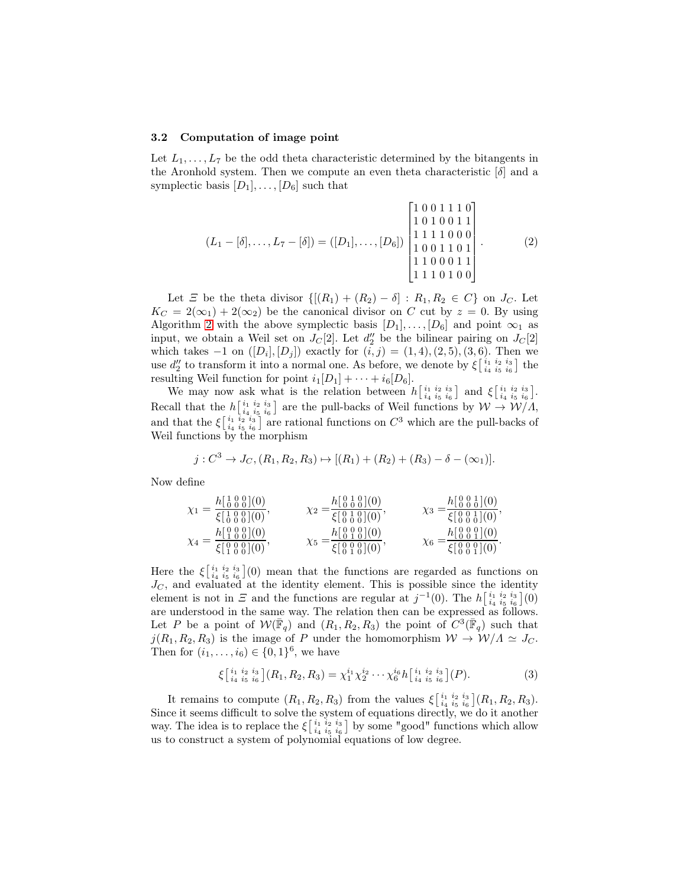### 3.2 Computation of image point

Let $L_1, \ldots, L_7$ be the odd theta characteristic determined by the bitangents in the Aronhold system. Then we compute an even theta characteristic $[\delta]$ and a symplectic basis $[D_1], \ldots, [D_6]$ such that

$$(L_1 - [\delta], \ldots, L_7 - [\delta]) = ([D_1], \ldots, [D_6]) \begin{bmatrix} 1\,0\,0\,1\,1\,1\,0 \\ 1\,0\,1\,0\,0\,1\,1 \\ 1\,1\,1\,1\,0\,0\,0 \\ 1\,0\,0\,1\,1\,0\,1 \\ 1\,1\,0\,0\,0\,1\,1 \\ 1\,1\,1\,0\,1\,0\,0 \end{bmatrix}. \qquad (2)$$

Let $\Xi$ be the theta divisor $\{[(R_1) + (R_2) - \delta] : R_1, R_2 \in C\}$ on $J_C$. Let $K_C = 2(\infty_1) + 2(\infty_2)$ be the canonical divisor on $C$ cut by $z = 0$. By using Algorithm 2 with the above symplectic basis $[D_1], \ldots, [D_6]$ and point $\infty_1$ as input, we obtain a Weil set on $J_C[2]$. Let $d_2''$ be the bilinear pairing on $J_C[2]$ which takes $-1$ on $([D_i], [D_j])$ exactly for $(i, j) = (1, 4), (2, 5), (3, 6)$. Then we use $d_2''$ to transform it into a normal one. As before, we denote by $\xi\left[\begin{smallmatrix} i_1 & i_2 & i_3 \\ i_4 & i_5 & i_6 \end{smallmatrix}\right]$ the resulting Weil function for point $i_1[D_1] + \cdots + i_6[D_6]$.

We may now ask what is the relation between $h\left[\begin{smallmatrix} i_1 & i_2 & i_3 \\ i_4 & i_5 & i_6 \end{smallmatrix}\right]$ and $\xi\left[\begin{smallmatrix} i_1 & i_2 & i_3 \\ i_4 & i_5 & i_6 \end{smallmatrix}\right]$. Recall that the $h\left[\begin{smallmatrix} i_1 & i_2 & i_3 \\ i_4 & i_5 & i_6 \end{smallmatrix}\right]$ are the pull-backs of Weil functions by $\mathcal{W} \to \mathcal{W}/\Lambda$, and that the $\xi\left[\begin{smallmatrix} i_1 & i_2 & i_3 \\ i_4 & i_5 & i_6 \end{smallmatrix}\right]$ are rational functions on $C^3$ which are the pull-backs of Weil functions by the morphism

$$j : C^3 \to J_C, (R_1, R_2, R_3) \mapsto [(R_1) + (R_2) + (R_3) - \delta - (\infty_1)].$$

Now define

$$\chi_1 = \frac{h\left[\begin{smallmatrix} 1 & 0 & 0 \\ 0 & 0 & 0 \end{smallmatrix}\right](0)}{\xi\left[\begin{smallmatrix} 1 & 0 & 0 \\ 0 & 0 & 0 \end{smallmatrix}\right](0)}, \qquad \chi_2 = \frac{h\left[\begin{smallmatrix} 0 & 1 & 0 \\ 0 & 0 & 0 \end{smallmatrix}\right](0)}{\xi\left[\begin{smallmatrix} 0 & 1 & 0 \\ 0 & 0 & 0 \end{smallmatrix}\right](0)}, \qquad \chi_3 = \frac{h\left[\begin{smallmatrix} 0 & 0 & 1 \\ 0 & 0 & 0 \end{smallmatrix}\right](0)}{\xi\left[\begin{smallmatrix} 0 & 0 & 1 \\ 0 & 0 & 0 \end{smallmatrix}\right](0)},$$
$$\chi_4 = \frac{h\left[\begin{smallmatrix} 0 & 0 & 0 \\ 1 & 0 & 0 \end{smallmatrix}\right](0)}{\xi\left[\begin{smallmatrix} 0 & 0 & 0 \\ 1 & 0 & 0 \end{smallmatrix}\right](0)}, \qquad \chi_5 = \frac{h\left[\begin{smallmatrix} 0 & 0 & 0 \\ 0 & 1 & 0 \end{smallmatrix}\right](0)}{\xi\left[\begin{smallmatrix} 0 & 0 & 0 \\ 0 & 1 & 0 \end{smallmatrix}\right](0)}, \qquad \chi_6 = \frac{h\left[\begin{smallmatrix} 0 & 0 & 0 \\ 0 & 0 & 1 \end{smallmatrix}\right](0)}{\xi\left[\begin{smallmatrix} 0 & 0 & 0 \\ 0 & 0 & 1 \end{smallmatrix}\right](0)}.$$

Here the $\xi\left[\begin{smallmatrix} i_1 & i_2 & i_3 \\ i_4 & i_5 & i_6 \end{smallmatrix}\right](0)$ mean that the functions are regarded as functions on $J_C$, and evaluated at the identity element. This is possible since the identity element is not in $\Xi$ and the functions are regular at $j^{-1}(0)$. The $h\left[\begin{smallmatrix} i_1 & i_2 & i_3 \\ i_4 & i_5 & i_6 \end{smallmatrix}\right](0)$ are understood in the same way. The relation then can be expressed as follows. Let $P$ be a point of $\mathcal{W}(\bar{\mathbb{F}}_q)$ and $(R_1, R_2, R_3)$ the point of $C^3(\bar{\mathbb{F}}_q)$ such that $j(R_1, R_2, R_3)$ is the image of $P$ under the homomorphism $\mathcal{W} \to \mathcal{W}/\Lambda \simeq J_C$. Then for $(i_1, \ldots, i_6) \in \{0, 1\}^6$, we have

$$\xi\left[\begin{smallmatrix} i_1 & i_2 & i_3 \\ i_4 & i_5 & i_6 \end{smallmatrix}\right](R_1, R_2, R_3) = \chi_1^{i_1} \chi_2^{i_2} \cdots \chi_6^{i_6} h\left[\begin{smallmatrix} i_1 & i_2 & i_3 \\ i_4 & i_5 & i_6 \end{smallmatrix}\right](P). \qquad (3)$$

It remains to compute $(R_1, R_2, R_3)$ from the values $\xi\left[\begin{smallmatrix} i_1 & i_2 & i_3 \\ i_4 & i_5 & i_6 \end{smallmatrix}\right](R_1, R_2, R_3)$. Since it seems difficult to solve the system of equations directly, we do it another way. The idea is to replace the $\xi\left[\begin{smallmatrix} i_1 & i_2 & i_3 \\ i_4 & i_5 & i_6 \end{smallmatrix}\right]$ by some "good" functions which allow us to construct a system of polynomial equations of low degree.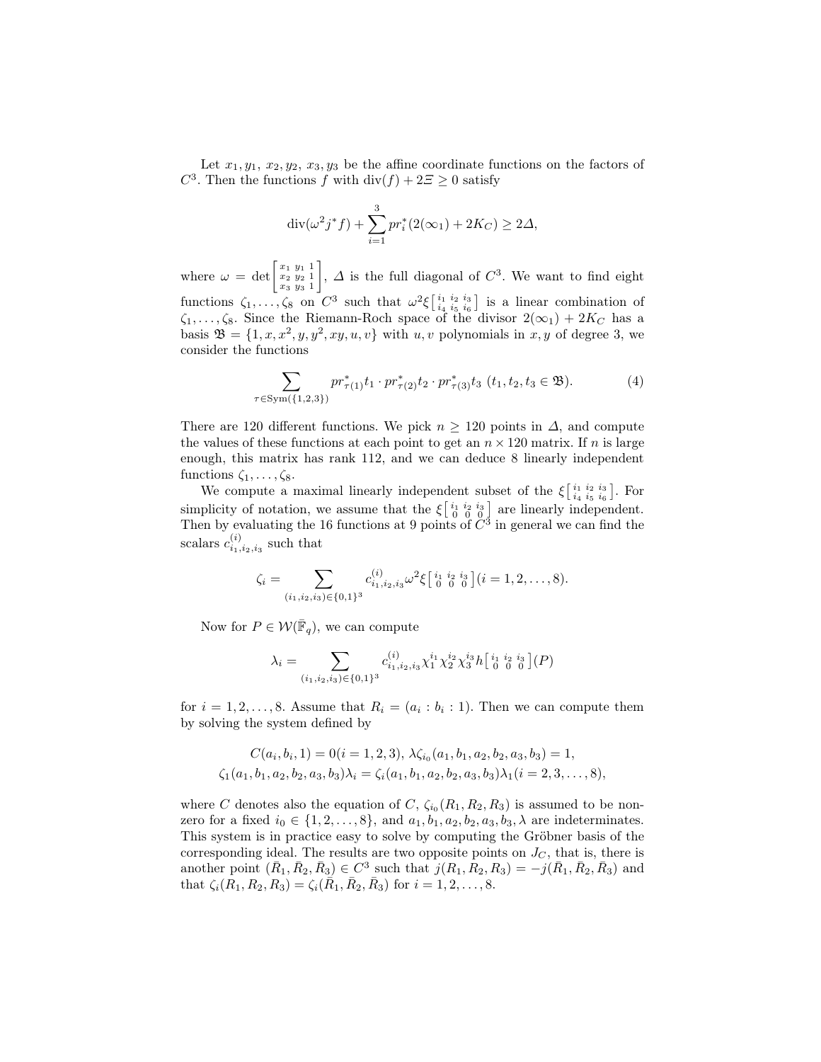Let $x_1, y_1, x_2, y_2, x_3, y_3$ be the affine coordinate functions on the factors of $C^3$. Then the functions $f$ with $\mathrm{div}(f) + 2\Xi \geq 0$ satisfy

$$\mathrm{div}(\omega^2 j^* f) + \sum_{i=1}^{3} pr_i^*(2(\infty_1) + 2K_C) \geq 2\Delta,$$

where $\omega = \det\left[\begin{smallmatrix} x_1 & y_1 & 1 \\ x_2 & y_2 & 1 \\ x_3 & y_3 & 1 \end{smallmatrix}\right]$, $\Delta$ is the full diagonal of $C^3$. We want to find eight functions $\zeta_1, \ldots, \zeta_8$ on $C^3$ such that $\omega^2 \xi\left[\begin{smallmatrix} i_1 & i_2 & i_3 \\ i_4 & i_5 & i_6 \end{smallmatrix}\right]$ is a linear combination of $\zeta_1, \ldots, \zeta_8$. Since the Riemann-Roch space of the divisor $2(\infty_1) + 2K_C$ has a basis $\mathfrak{B} = \{1, x, x^2, y, y^2, xy, u, v\}$ with $u, v$ polynomials in $x, y$ of degree 3, we consider the functions

$$\sum_{\tau \in \mathrm{Sym}(\{1,2,3\})} pr_{\tau(1)}^* t_1 \cdot pr_{\tau(2)}^* t_2 \cdot pr_{\tau(3)}^* t_3 \ (t_1, t_2, t_3 \in \mathfrak{B}). \tag{4}$$

There are 120 different functions. We pick $n \geq 120$ points in $\Delta$, and compute the values of these functions at each point to get an $n \times 120$ matrix. If $n$ is large enough, this matrix has rank 112, and we can deduce 8 linearly independent functions $\zeta_1, \ldots, \zeta_8$.

We compute a maximal linearly independent subset of the $\xi\left[\begin{smallmatrix} i_1 & i_2 & i_3 \\ i_4 & i_5 & i_6 \end{smallmatrix}\right]$. For simplicity of notation, we assume that the $\xi\left[\begin{smallmatrix} i_1 & i_2 & i_3 \\ 0 & 0 & 0 \end{smallmatrix}\right]$ are linearly independent. Then by evaluating the 16 functions at 9 points of $C^3$ in general we can find the scalars $c_{i_1,i_2,i_3}^{(i)}$ such that

$$\zeta_i = \sum_{(i_1,i_2,i_3) \in \{0,1\}^3} c_{i_1,i_2,i_3}^{(i)} \omega^2 \xi\left[\begin{smallmatrix} i_1 & i_2 & i_3 \\ 0 & 0 & 0 \end{smallmatrix}\right] (i = 1, 2, \ldots, 8).$$

Now for $P \in \mathcal{W}(\bar{\mathbb{F}}_q)$, we can compute

$$\lambda_i = \sum_{(i_1,i_2,i_3) \in \{0,1\}^3} c_{i_1,i_2,i_3}^{(i)} \chi_1^{i_1} \chi_2^{i_2} \chi_3^{i_3} h\left[\begin{smallmatrix} i_1 & i_2 & i_3 \\ 0 & 0 & 0 \end{smallmatrix}\right](P)$$

for $i = 1, 2, \ldots, 8$. Assume that $R_i = (a_i : b_i : 1)$. Then we can compute them by solving the system defined by

$$C(a_i, b_i, 1) = 0 (i = 1, 2, 3),\ \lambda \zeta_{i_0}(a_1, b_1, a_2, b_2, a_3, b_3) = 1,$$
$$\zeta_1(a_1, b_1, a_2, b_2, a_3, b_3)\lambda_i = \zeta_i(a_1, b_1, a_2, b_2, a_3, b_3)\lambda_1 (i = 2, 3, \ldots, 8),$$

where $C$ denotes also the equation of $C$, $\zeta_{i_0}(R_1, R_2, R_3)$ is assumed to be nonzero for a fixed $i_0 \in \{1, 2, \ldots, 8\}$, and $a_1, b_1, a_2, b_2, a_3, b_3, \lambda$ are indeterminates. This system is in practice easy to solve by computing the Gröbner basis of the corresponding ideal. The results are two opposite points on $J_C$, that is, there is another point $(\bar{R}_1, \bar{R}_2, \bar{R}_3) \in C^3$ such that $j(R_1, R_2, R_3) = -j(\bar{R}_1, \bar{R}_2, \bar{R}_3)$ and that $\zeta_i(R_1, R_2, R_3) = \zeta_i(\bar{R}_1, \bar{R}_2, \bar{R}_3)$ for $i = 1, 2, \ldots, 8$.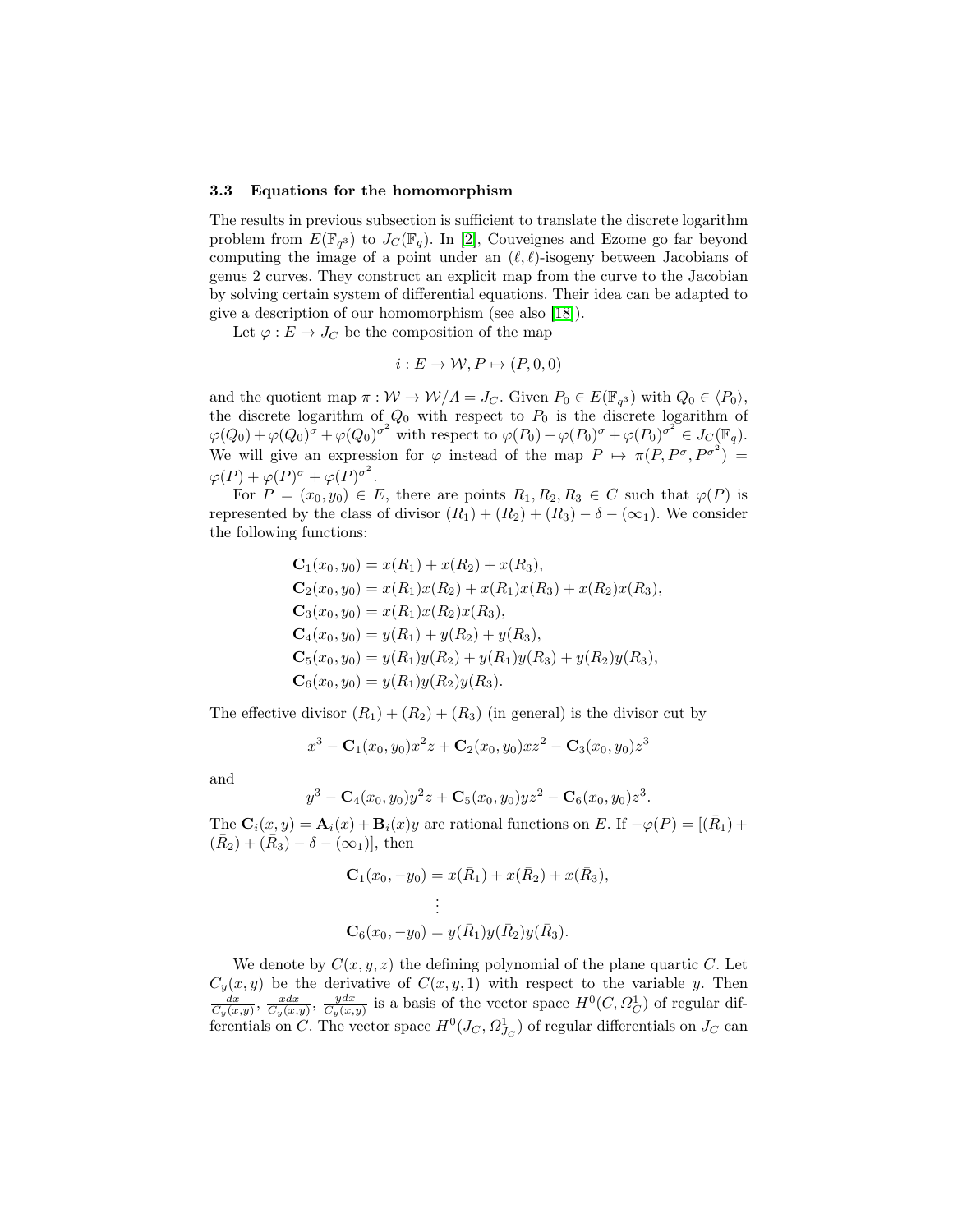### 3.3 Equations for the homomorphism

The results in previous subsection is sufficient to translate the discrete logarithm problem from $E(\mathbb{F}_{q^3})$ to $J_C(\mathbb{F}_q)$. In [2], Couveignes and Ezome go far beyond computing the image of a point under an $(\ell, \ell)$-isogeny between Jacobians of genus 2 curves. They construct an explicit map from the curve to the Jacobian by solving certain system of differential equations. Their idea can be adapted to give a description of our homomorphism (see also [18]).

Let $\varphi : E \to J_C$ be the composition of the map

$$i : E \to \mathcal{W}, P \mapsto (P, 0, 0)$$

and the quotient map $\pi : \mathcal{W} \to \mathcal{W}/\Lambda = J_C$. Given $P_0 \in E(\mathbb{F}_{q^3})$ with $Q_0 \in \langle P_0 \rangle$, the discrete logarithm of $Q_0$ with respect to $P_0$ is the discrete logarithm of $\varphi(Q_0) + \varphi(Q_0)^\sigma + \varphi(Q_0)^{\sigma^2}$ with respect to $\varphi(P_0) + \varphi(P_0)^\sigma + \varphi(P_0)^{\sigma^2} \in J_C(\mathbb{F}_q)$. We will give an expression for $\varphi$ instead of the map $P \mapsto \pi(P, P^\sigma, P^{\sigma^2}) = \varphi(P) + \varphi(P)^\sigma + \varphi(P)^{\sigma^2}$.

For $P = (x_0, y_0) \in E$, there are points $R_1, R_2, R_3 \in C$ such that $\varphi(P)$ is represented by the class of divisor $(R_1) + (R_2) + (R_3) - \delta - (\infty_1)$. We consider the following functions:

$$\begin{aligned}
\mathbf{C}_1(x_0, y_0) &= x(R_1) + x(R_2) + x(R_3), \\
\mathbf{C}_2(x_0, y_0) &= x(R_1)x(R_2) + x(R_1)x(R_3) + x(R_2)x(R_3), \\
\mathbf{C}_3(x_0, y_0) &= x(R_1)x(R_2)x(R_3), \\
\mathbf{C}_4(x_0, y_0) &= y(R_1) + y(R_2) + y(R_3), \\
\mathbf{C}_5(x_0, y_0) &= y(R_1)y(R_2) + y(R_1)y(R_3) + y(R_2)y(R_3), \\
\mathbf{C}_6(x_0, y_0) &= y(R_1)y(R_2)y(R_3).
\end{aligned}$$

The effective divisor $(R_1) + (R_2) + (R_3)$ (in general) is the divisor cut by

$$x^3 - \mathbf{C}_1(x_0, y_0)x^2z + \mathbf{C}_2(x_0, y_0)xz^2 - \mathbf{C}_3(x_0, y_0)z^3$$

and

$$y^3 - \mathbf{C}_4(x_0, y_0)y^2z + \mathbf{C}_5(x_0, y_0)yz^2 - \mathbf{C}_6(x_0, y_0)z^3.$$

The $\mathbf{C}_i(x, y) = \mathbf{A}_i(x) + \mathbf{B}_i(x)y$ are rational functions on $E$. If $-\varphi(P) = [(\bar{R}_1) + (\bar{R}_2) + (\bar{R}_3) - \delta - (\infty_1)]$, then

$$\begin{aligned}
\mathbf{C}_1(x_0, -y_0) &= x(\bar{R}_1) + x(\bar{R}_2) + x(\bar{R}_3), \\
&\vdots \\
\mathbf{C}_6(x_0, -y_0) &= y(\bar{R}_1)y(\bar{R}_2)y(\bar{R}_3).
\end{aligned}$$

We denote by $C(x, y, z)$ the defining polynomial of the plane quartic $C$. Let $C_y(x, y)$ be the derivative of $C(x, y, 1)$ with respect to the variable $y$. Then $\frac{dx}{C_y(x,y)}$, $\frac{xdx}{C_y(x,y)}$, $\frac{ydx}{C_y(x,y)}$ is a basis of the vector space $H^0(C, \Omega_C^1)$ of regular differentials on $C$. The vector space $H^0(J_C, \Omega_{J_C}^1)$ of regular differentials on $J_C$ can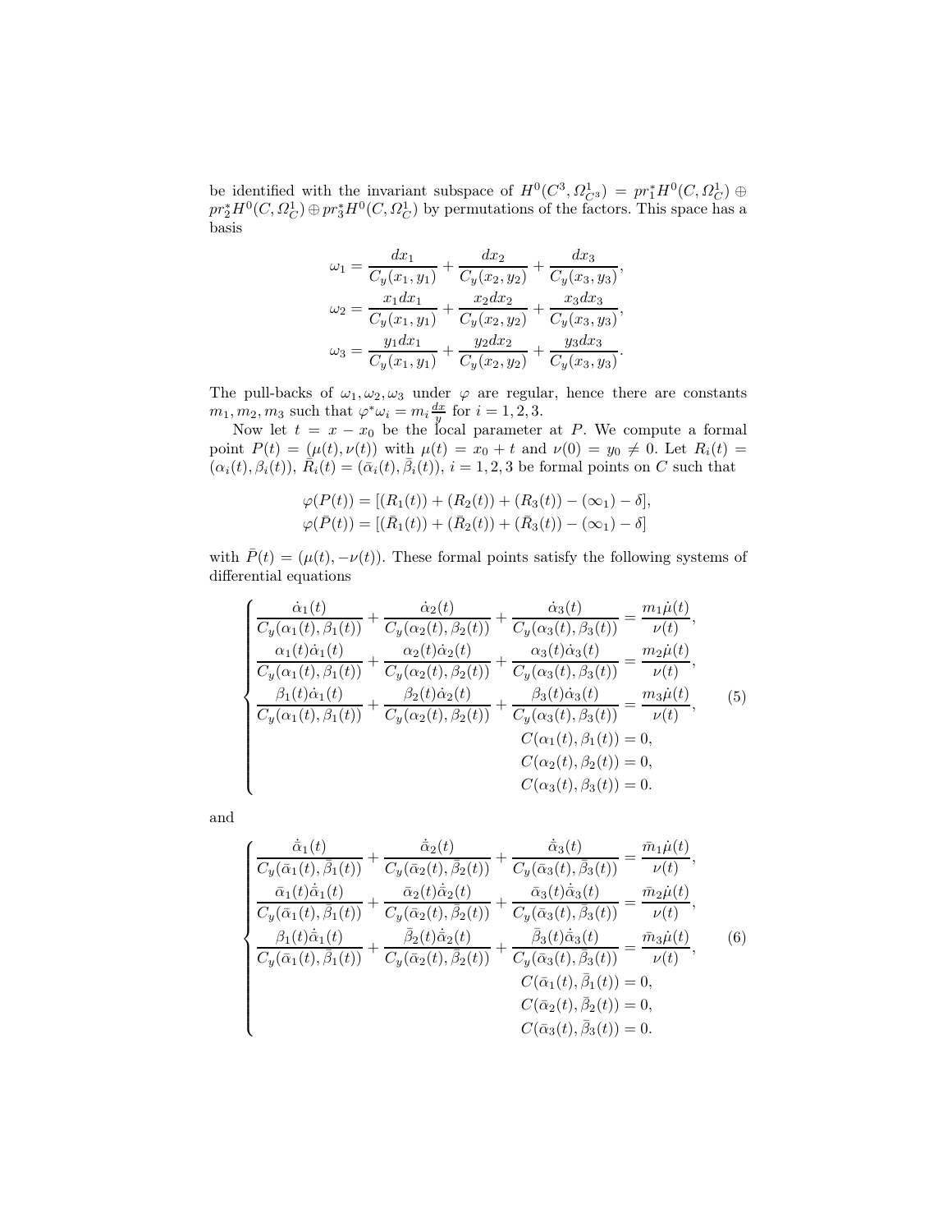be identified with the invariant subspace of $H^0(C^3, \Omega^1_{C^3}) = pr_1^* H^0(C, \Omega^1_C) \oplus pr_2^* H^0(C, \Omega^1_C) \oplus pr_3^* H^0(C, \Omega^1_C)$ by permutations of the factors. This space has a basis

$$
\begin{aligned}
\omega_1 &= \frac{dx_1}{C_y(x_1, y_1)} + \frac{dx_2}{C_y(x_2, y_2)} + \frac{dx_3}{C_y(x_3, y_3)}, \\
\omega_2 &= \frac{x_1 dx_1}{C_y(x_1, y_1)} + \frac{x_2 dx_2}{C_y(x_2, y_2)} + \frac{x_3 dx_3}{C_y(x_3, y_3)}, \\
\omega_3 &= \frac{y_1 dx_1}{C_y(x_1, y_1)} + \frac{y_2 dx_2}{C_y(x_2, y_2)} + \frac{y_3 dx_3}{C_y(x_3, y_3)}.
\end{aligned}
$$

The pull-backs of $\omega_1, \omega_2, \omega_3$ under $\varphi$ are regular, hence there are constants $m_1, m_2, m_3$ such that $\varphi^* \omega_i = m_i \frac{dx}{y}$ for $i = 1, 2, 3$.

Now let $t = x - x_0$ be the local parameter at $P$. We compute a formal point $P(t) = (\mu(t), \nu(t))$ with $\mu(t) = x_0 + t$ and $\nu(0) = y_0 \neq 0$. Let $R_i(t) = (\alpha_i(t), \beta_i(t))$, $\bar{R}_i(t) = (\bar{\alpha}_i(t), \bar{\beta}_i(t))$, $i = 1, 2, 3$ be formal points on $C$ such that

$$
\begin{aligned}
\varphi(P(t)) &= [(R_1(t)) + (R_2(t)) + (R_3(t)) - (\infty_1) - \delta], \\
\varphi(\bar{P}(t)) &= [(\bar{R}_1(t)) + (\bar{R}_2(t)) + (\bar{R}_3(t)) - (\infty_1) - \delta]
\end{aligned}
$$

with $\bar{P}(t) = (\mu(t), -\nu(t))$. These formal points satisfy the following systems of differential equations

$$
\begin{cases}
\dfrac{\dot{\alpha}_1(t)}{C_y(\alpha_1(t), \beta_1(t))} + \dfrac{\dot{\alpha}_2(t)}{C_y(\alpha_2(t), \beta_2(t))} + \dfrac{\dot{\alpha}_3(t)}{C_y(\alpha_3(t), \beta_3(t))} = \dfrac{m_1 \dot{\mu}(t)}{\nu(t)}, \\
\dfrac{\alpha_1(t)\dot{\alpha}_1(t)}{C_y(\alpha_1(t), \beta_1(t))} + \dfrac{\alpha_2(t)\dot{\alpha}_2(t)}{C_y(\alpha_2(t), \beta_2(t))} + \dfrac{\alpha_3(t)\dot{\alpha}_3(t)}{C_y(\alpha_3(t), \beta_3(t))} = \dfrac{m_2 \dot{\mu}(t)}{\nu(t)}, \\
\dfrac{\beta_1(t)\dot{\alpha}_1(t)}{C_y(\alpha_1(t), \beta_1(t))} + \dfrac{\beta_2(t)\dot{\alpha}_2(t)}{C_y(\alpha_2(t), \beta_2(t))} + \dfrac{\beta_3(t)\dot{\alpha}_3(t)}{C_y(\alpha_3(t), \beta_3(t))} = \dfrac{m_3 \dot{\mu}(t)}{\nu(t)}, \\
C(\alpha_1(t), \beta_1(t)) = 0, \\
C(\alpha_2(t), \beta_2(t)) = 0, \\
C(\alpha_3(t), \beta_3(t)) = 0.
\end{cases}
\tag{5}
$$

and

$$
\begin{cases}
\dfrac{\dot{\bar{\alpha}}_1(t)}{C_y(\bar{\alpha}_1(t), \bar{\beta}_1(t))} + \dfrac{\dot{\bar{\alpha}}_2(t)}{C_y(\bar{\alpha}_2(t), \bar{\beta}_2(t))} + \dfrac{\dot{\bar{\alpha}}_3(t)}{C_y(\bar{\alpha}_3(t), \bar{\beta}_3(t))} = \dfrac{\bar{m}_1 \dot{\mu}(t)}{\nu(t)}, \\
\dfrac{\bar{\alpha}_1(t)\dot{\bar{\alpha}}_1(t)}{C_y(\bar{\alpha}_1(t), \bar{\beta}_1(t))} + \dfrac{\bar{\alpha}_2(t)\dot{\bar{\alpha}}_2(t)}{C_y(\bar{\alpha}_2(t), \bar{\beta}_2(t))} + \dfrac{\bar{\alpha}_3(t)\dot{\bar{\alpha}}_3(t)}{C_y(\bar{\alpha}_3(t), \bar{\beta}_3(t))} = \dfrac{\bar{m}_2 \dot{\mu}(t)}{\nu(t)}, \\
\dfrac{\beta_1(t)\dot{\bar{\alpha}}_1(t)}{C_y(\bar{\alpha}_1(t), \bar{\beta}_1(t))} + \dfrac{\bar{\beta}_2(t)\dot{\bar{\alpha}}_2(t)}{C_y(\bar{\alpha}_2(t), \bar{\beta}_2(t))} + \dfrac{\bar{\beta}_3(t)\dot{\bar{\alpha}}_3(t)}{C_y(\bar{\alpha}_3(t), \bar{\beta}_3(t))} = \dfrac{\bar{m}_3 \dot{\mu}(t)}{\nu(t)}, \\
C(\bar{\alpha}_1(t), \bar{\beta}_1(t)) = 0, \\
C(\bar{\alpha}_2(t), \bar{\beta}_2(t)) = 0, \\
C(\bar{\alpha}_3(t), \bar{\beta}_3(t)) = 0.
\end{cases}
\tag{6}
$$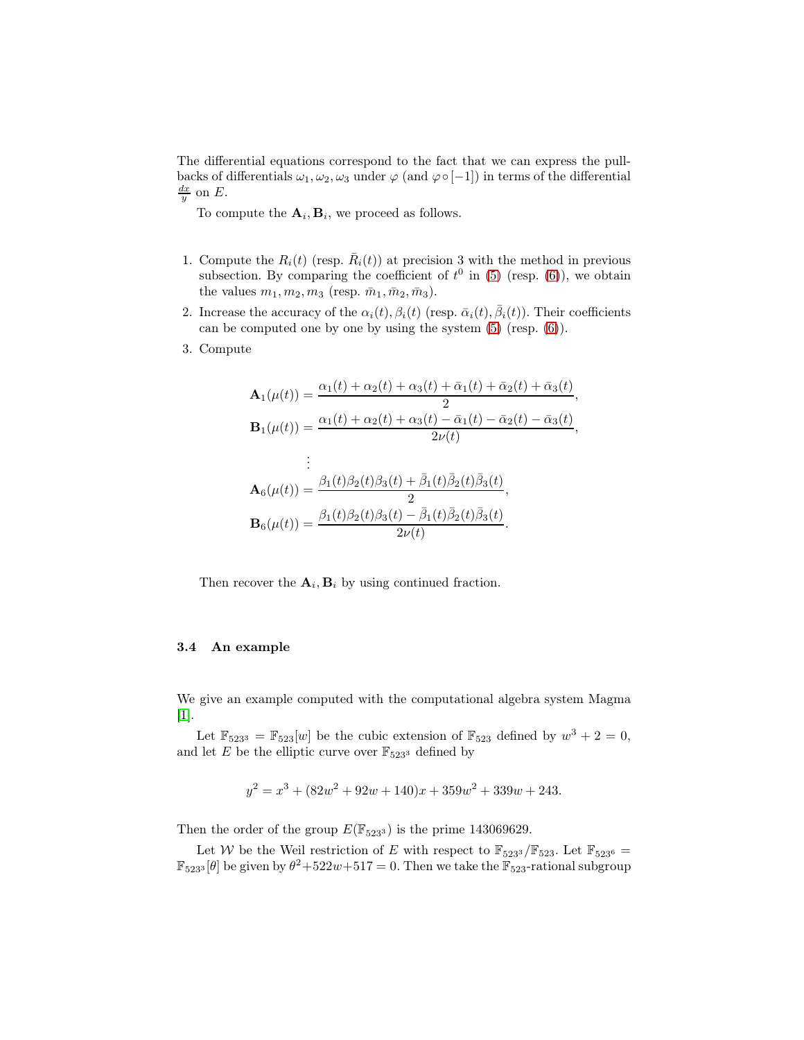The differential equations correspond to the fact that we can express the pull-backs of differentials $\omega_1, \omega_2, \omega_3$ under $\varphi$ (and $\varphi \circ [-1]$) in terms of the differential $\frac{dx}{y}$ on $E$.

To compute the $\mathbf{A}_i, \mathbf{B}_i$, we proceed as follows.

1. Compute the $R_i(t)$ (resp. $\bar{R}_i(t)$) at precision 3 with the method in previous subsection. By comparing the coefficient of $t^0$ in (5) (resp. (6)), we obtain the values $m_1, m_2, m_3$ (resp. $\bar{m}_1, \bar{m}_2, \bar{m}_3$).
2. Increase the accuracy of the $\alpha_i(t), \beta_i(t)$ (resp. $\bar{\alpha}_i(t), \bar{\beta}_i(t)$). Their coefficients can be computed one by one by using the system (5) (resp. (6)).
3. Compute

$$
\begin{aligned}
\mathbf{A}_1(\mu(t)) &= \frac{\alpha_1(t) + \alpha_2(t) + \alpha_3(t) + \bar{\alpha}_1(t) + \bar{\alpha}_2(t) + \bar{\alpha}_3(t)}{2}, \\
\mathbf{B}_1(\mu(t)) &= \frac{\alpha_1(t) + \alpha_2(t) + \alpha_3(t) - \bar{\alpha}_1(t) - \bar{\alpha}_2(t) - \bar{\alpha}_3(t)}{2\nu(t)}, \\
&\vdots \\
\mathbf{A}_6(\mu(t)) &= \frac{\beta_1(t)\beta_2(t)\beta_3(t) + \bar{\beta}_1(t)\bar{\beta}_2(t)\bar{\beta}_3(t)}{2}, \\
\mathbf{B}_6(\mu(t)) &= \frac{\beta_1(t)\beta_2(t)\beta_3(t) - \bar{\beta}_1(t)\bar{\beta}_2(t)\bar{\beta}_3(t)}{2\nu(t)}.
\end{aligned}
$$

Then recover the $\mathbf{A}_i, \mathbf{B}_i$ by using continued fraction.

### 3.4 An example

We give an example computed with the computational algebra system Magma [1].

Let $\mathbb{F}_{523^3} = \mathbb{F}_{523}[w]$ be the cubic extension of $\mathbb{F}_{523}$ defined by $w^3 + 2 = 0$, and let $E$ be the elliptic curve over $\mathbb{F}_{523^3}$ defined by

$$
y^2 = x^3 + (82w^2 + 92w + 140)x + 359w^2 + 339w + 243.
$$

Then the order of the group $E(\mathbb{F}_{523^3})$ is the prime 143069629.

Let $\mathcal{W}$ be the Weil restriction of $E$ with respect to $\mathbb{F}_{523^3}/\mathbb{F}_{523}$. Let $\mathbb{F}_{523^6} = \mathbb{F}_{523^3}[\theta]$ be given by $\theta^2 + 522w + 517 = 0$. Then we take the $\mathbb{F}_{523}$-rational subgroup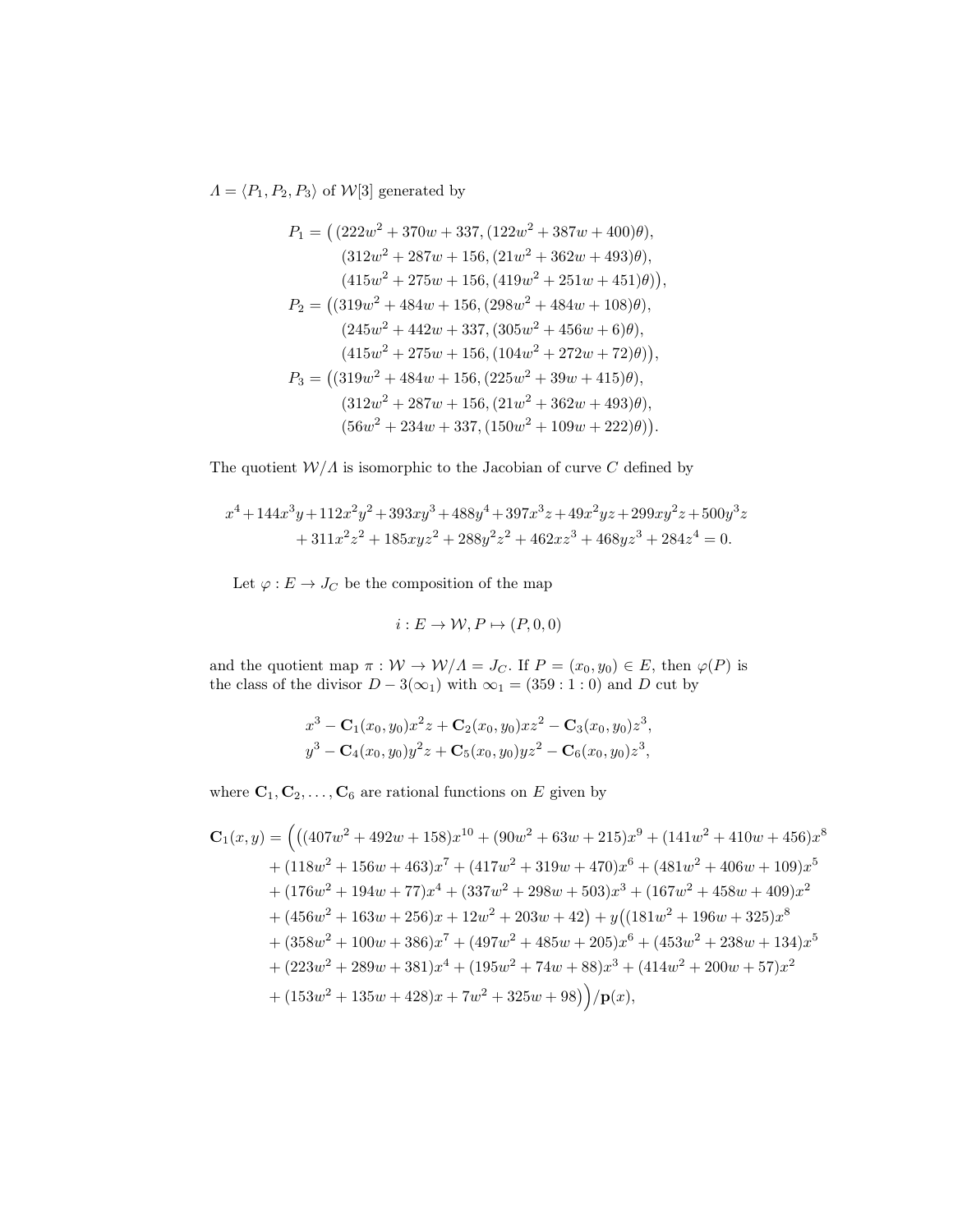$\Lambda = \langle P_1, P_2, P_3 \rangle$ of $\mathcal{W}[3]$ generated by

$$
\begin{aligned}
P_1 = \big( &(222w^2 + 370w + 337, (122w^2 + 387w + 400)\theta), \\
&(312w^2 + 287w + 156, (21w^2 + 362w + 493)\theta), \\
&(415w^2 + 275w + 156, (419w^2 + 251w + 451)\theta)\big), \\
P_2 = \big(&(319w^2 + 484w + 156, (298w^2 + 484w + 108)\theta), \\
&(245w^2 + 442w + 337, (305w^2 + 456w + 6)\theta), \\
&(415w^2 + 275w + 156, (104w^2 + 272w + 72)\theta)\big), \\
P_3 = \big(&(319w^2 + 484w + 156, (225w^2 + 39w + 415)\theta), \\
&(312w^2 + 287w + 156, (21w^2 + 362w + 493)\theta), \\
&(56w^2 + 234w + 337, (150w^2 + 109w + 222)\theta)\big).
\end{aligned}
$$

The quotient $\mathcal{W}/\Lambda$ is isomorphic to the Jacobian of curve $C$ defined by

$$
\begin{aligned}
x^4 + 144x^3y + 112x^2y^2 + 393xy^3 + 488y^4 + 397x^3z + 49x^2yz + 299xy^2z + 500y^3z \\
+ 311x^2z^2 + 185xyz^2 + 288y^2z^2 + 462xz^3 + 468yz^3 + 284z^4 = 0.
\end{aligned}
$$

Let $\varphi : E \to J_C$ be the composition of the map

$$
i : E \to \mathcal{W}, P \mapsto (P, 0, 0)
$$

and the quotient map $\pi : \mathcal{W} \to \mathcal{W}/\Lambda = J_C$. If $P = (x_0, y_0) \in E$, then $\varphi(P)$ is the class of the divisor $D - 3(\infty_1)$ with $\infty_1 = (359 : 1 : 0)$ and $D$ cut by

$$
\begin{aligned}
&x^3 - \mathbf{C}_1(x_0, y_0)x^2z + \mathbf{C}_2(x_0, y_0)xz^2 - \mathbf{C}_3(x_0, y_0)z^3, \\
&y^3 - \mathbf{C}_4(x_0, y_0)y^2z + \mathbf{C}_5(x_0, y_0)yz^2 - \mathbf{C}_6(x_0, y_0)z^3,
\end{aligned}
$$

where $\mathbf{C}_1, \mathbf{C}_2, \ldots, \mathbf{C}_6$ are rational functions on $E$ given by

$$
\begin{aligned}
\mathbf{C}_1(x, y) = \Big(&\big((407w^2 + 492w + 158)x^{10} + (90w^2 + 63w + 215)x^9 + (141w^2 + 410w + 456)x^8 \\
&+ (118w^2 + 156w + 463)x^7 + (417w^2 + 319w + 470)x^6 + (481w^2 + 406w + 109)x^5 \\
&+ (176w^2 + 194w + 77)x^4 + (337w^2 + 298w + 503)x^3 + (167w^2 + 458w + 409)x^2 \\
&+ (456w^2 + 163w + 256)x + 12w^2 + 203w + 42\big) + y\big((181w^2 + 196w + 325)x^8 \\
&+ (358w^2 + 100w + 386)x^7 + (497w^2 + 485w + 205)x^6 + (453w^2 + 238w + 134)x^5 \\
&+ (223w^2 + 289w + 381)x^4 + (195w^2 + 74w + 88)x^3 + (414w^2 + 200w + 57)x^2 \\
&+ (153w^2 + 135w + 428)x + 7w^2 + 325w + 98\big)\Big)/\mathbf{p}(x),
\end{aligned}
$$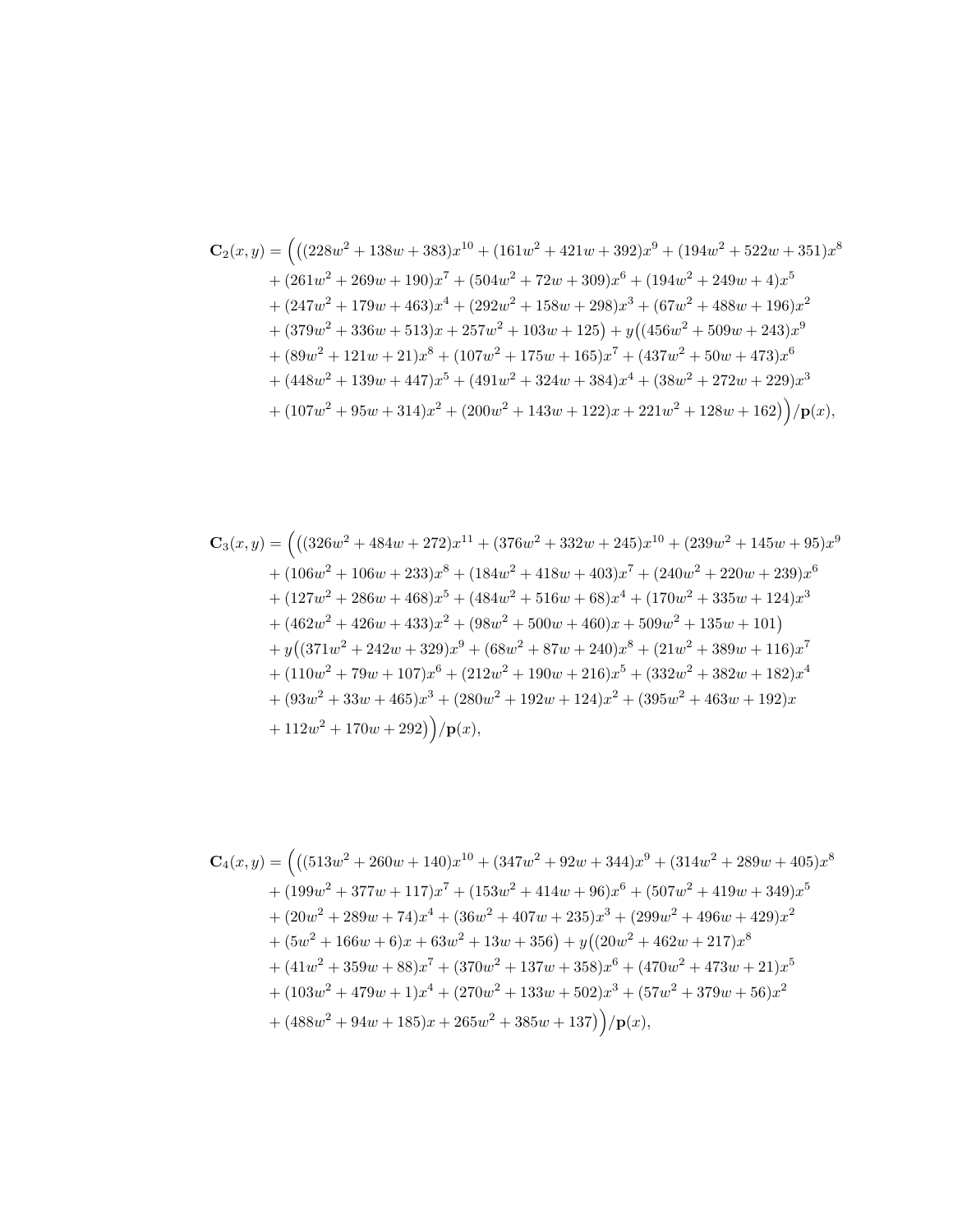$$
\begin{aligned}
\mathbf{C}_2(x,y) = \Big(&\big((228w^2+138w+383)x^{10} + (161w^2+421w+392)x^9 + (194w^2+522w+351)x^8 \\
&+ (261w^2+269w+190)x^7 + (504w^2+72w+309)x^6 + (194w^2+249w+4)x^5 \\
&+ (247w^2+179w+463)x^4 + (292w^2+158w+298)x^3 + (67w^2+488w+196)x^2 \\
&+ (379w^2+336w+513)x + 257w^2+103w+125\big) + y\big((456w^2+509w+243)x^9 \\
&+ (89w^2+121w+21)x^8 + (107w^2+175w+165)x^7 + (437w^2+50w+473)x^6 \\
&+ (448w^2+139w+447)x^5 + (491w^2+324w+384)x^4 + (38w^2+272w+229)x^3 \\
&+ (107w^2+95w+314)x^2 + (200w^2+143w+122)x + 221w^2+128w+162\big)\Big)/\mathbf{p}(x),
\end{aligned}
$$

$$
\begin{aligned}
\mathbf{C}_3(x,y) = \Big(&\big((326w^2+484w+272)x^{11} + (376w^2+332w+245)x^{10} + (239w^2+145w+95)x^9 \\
&+ (106w^2+106w+233)x^8 + (184w^2+418w+403)x^7 + (240w^2+220w+239)x^6 \\
&+ (127w^2+286w+468)x^5 + (484w^2+516w+68)x^4 + (170w^2+335w+124)x^3 \\
&+ (462w^2+426w+433)x^2 + (98w^2+500w+460)x + 509w^2+135w+101\big) \\
&+ y\big((371w^2+242w+329)x^9 + (68w^2+87w+240)x^8 + (21w^2+389w+116)x^7 \\
&+ (110w^2+79w+107)x^6 + (212w^2+190w+216)x^5 + (332w^2+382w+182)x^4 \\
&+ (93w^2+33w+465)x^3 + (280w^2+192w+124)x^2 + (395w^2+463w+192)x \\
&+ 112w^2+170w+292\big)\Big)/\mathbf{p}(x),
\end{aligned}
$$

$$
\begin{aligned}
\mathbf{C}_4(x,y) = \Big(&\big((513w^2+260w+140)x^{10} + (347w^2+92w+344)x^9 + (314w^2+289w+405)x^8 \\
&+ (199w^2+377w+117)x^7 + (153w^2+414w+96)x^6 + (507w^2+419w+349)x^5 \\
&+ (20w^2+289w+74)x^4 + (36w^2+407w+235)x^3 + (299w^2+496w+429)x^2 \\
&+ (5w^2+166w+6)x + 63w^2+13w+356\big) + y\big((20w^2+462w+217)x^8 \\
&+ (41w^2+359w+88)x^7 + (370w^2+137w+358)x^6 + (470w^2+473w+21)x^5 \\
&+ (103w^2+479w+1)x^4 + (270w^2+133w+502)x^3 + (57w^2+379w+56)x^2 \\
&+ (488w^2+94w+185)x + 265w^2+385w+137\big)\Big)/\mathbf{p}(x),
\end{aligned}
$$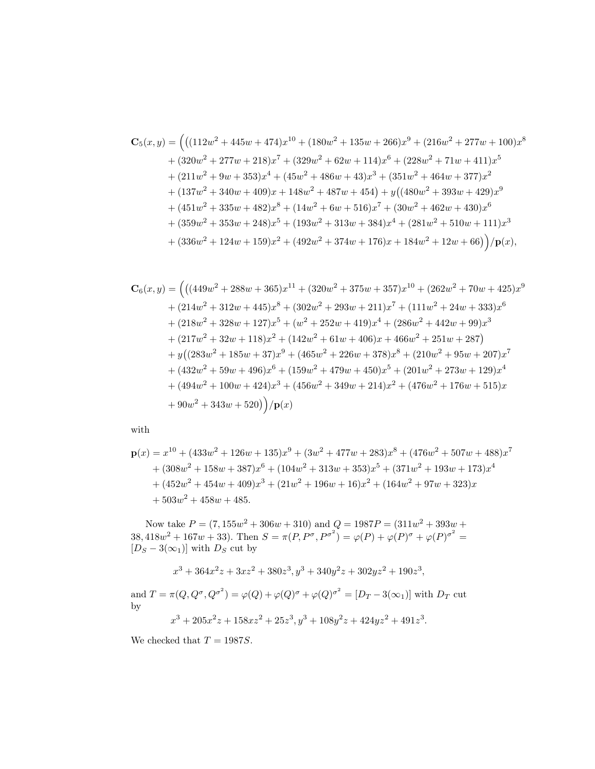$$
\begin{aligned}
\mathbf{C}_5(x,y) = \Big( &\big((112w^2+445w+474)x^{10} + (180w^2+135w+266)x^9 + (216w^2+277w+100)x^8 \\
&+ (320w^2+277w+218)x^7 + (329w^2+62w+114)x^6 + (228w^2+71w+411)x^5 \\
&+ (211w^2+9w+353)x^4 + (45w^2+486w+43)x^3 + (351w^2+464w+377)x^2 \\
&+ (137w^2+340w+409)x + 148w^2+487w+454\big) + y\big((480w^2+393w+429)x^9 \\
&+ (451w^2+335w+482)x^8 + (14w^2+6w+516)x^7 + (30w^2+462w+430)x^6 \\
&+ (359w^2+353w+248)x^5 + (193w^2+313w+384)x^4 + (281w^2+510w+111)x^3 \\
&+ (336w^2+124w+159)x^2 + (492w^2+374w+176)x + 184w^2+12w+66\big)\Big)/\mathbf{p}(x),
\end{aligned}
$$

$$
\begin{aligned}
\mathbf{C}_6(x,y) = \Big( &\big((449w^2+288w+365)x^{11} + (320w^2+375w+357)x^{10} + (262w^2+70w+425)x^9 \\
&+ (214w^2+312w+445)x^8 + (302w^2+293w+211)x^7 + (111w^2+24w+333)x^6 \\
&+ (218w^2+328w+127)x^5 + (w^2+252w+419)x^4 + (286w^2+442w+99)x^3 \\
&+ (217w^2+32w+118)x^2 + (142w^2+61w+406)x + 466w^2+251w+287\big) \\
&+ y\big((283w^2+185w+37)x^9 + (465w^2+226w+378)x^8 + (210w^2+95w+207)x^7 \\
&+ (432w^2+59w+496)x^6 + (159w^2+479w+450)x^5 + (201w^2+273w+129)x^4 \\
&+ (494w^2+100w+424)x^3 + (456w^2+349w+214)x^2 + (476w^2+176w+515)x \\
&+ 90w^2+343w+520\big)\Big)/\mathbf{p}(x)
\end{aligned}
$$

with

$$
\begin{aligned}
\mathbf{p}(x) = x^{10} &+ (433w^2+126w+135)x^9 + (3w^2+477w+283)x^8 + (476w^2+507w+488)x^7 \\
&+ (308w^2+158w+387)x^6 + (104w^2+313w+353)x^5 + (371w^2+193w+173)x^4 \\
&+ (452w^2+454w+409)x^3 + (21w^2+196w+16)x^2 + (164w^2+97w+323)x \\
&+ 503w^2+458w+485.
\end{aligned}
$$

Now take $P = (7, 155w^2+306w+310)$ and $Q = 1987P = (311w^2+393w+38, 418w^2+167w+33)$. Then $S = \pi(P, P^\sigma, P^{\sigma^2}) = \varphi(P) + \varphi(P)^\sigma + \varphi(P)^{\sigma^2} = [D_S - 3(\infty_1)]$ with $D_S$ cut by

$$
x^3 + 364x^2z + 3xz^2 + 380z^3, y^3 + 340y^2z + 302yz^2 + 190z^3,
$$

and $T = \pi(Q, Q^\sigma, Q^{\sigma^2}) = \varphi(Q) + \varphi(Q)^\sigma + \varphi(Q)^{\sigma^2} = [D_T - 3(\infty_1)]$ with $D_T$ cut by

$$
x^3 + 205x^2z + 158xz^2 + 25z^3, y^3 + 108y^2z + 424yz^2 + 491z^3.
$$

We checked that $T = 1987S$.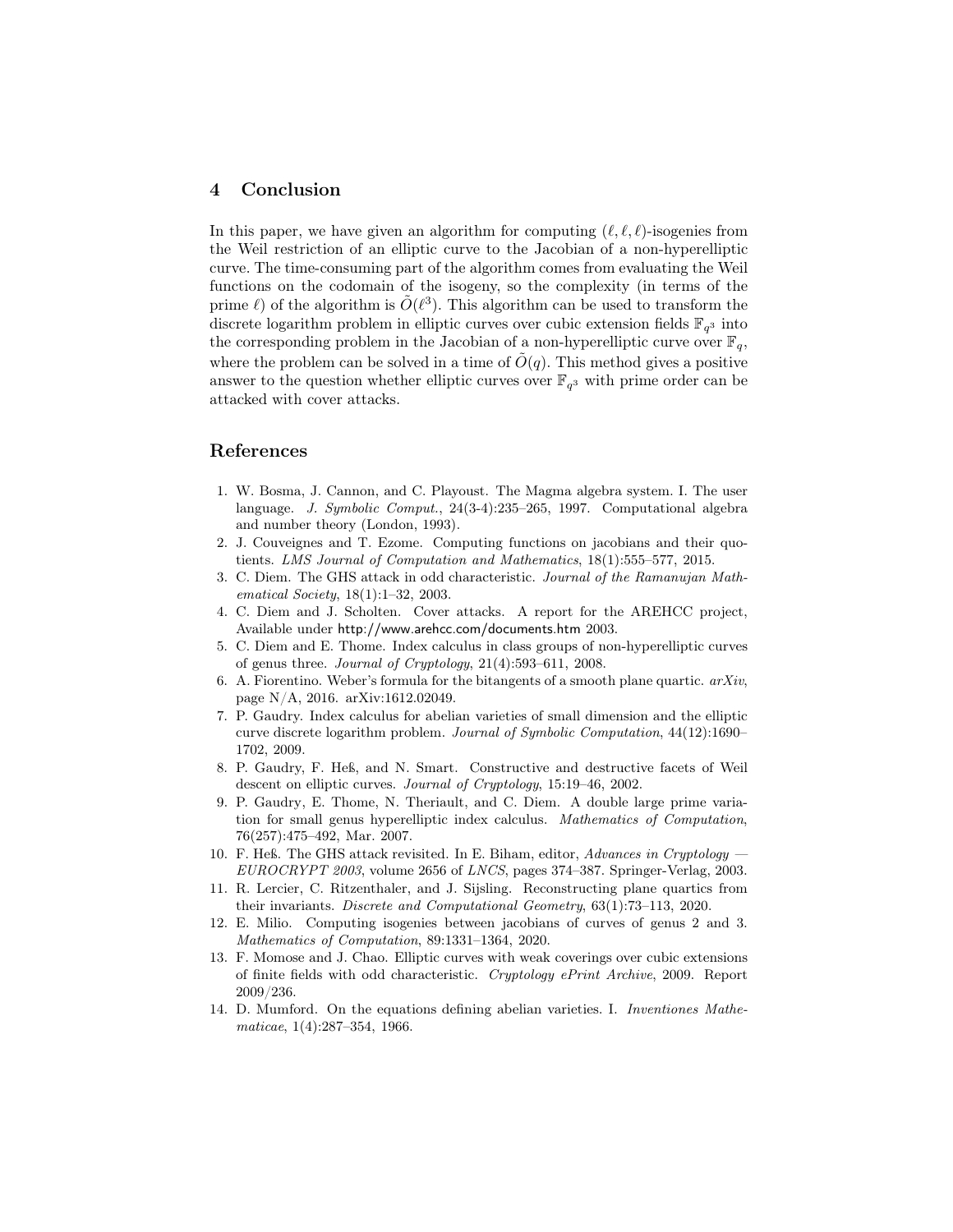## 4 Conclusion

In this paper, we have given an algorithm for computing $(\ell, \ell, \ell)$-isogenies from the Weil restriction of an elliptic curve to the Jacobian of a non-hyperelliptic curve. The time-consuming part of the algorithm comes from evaluating the Weil functions on the codomain of the isogeny, so the complexity (in terms of the prime $\ell$) of the algorithm is $\tilde{O}(\ell^3)$. This algorithm can be used to transform the discrete logarithm problem in elliptic curves over cubic extension fields $\mathbb{F}_{q^3}$ into the corresponding problem in the Jacobian of a non-hyperelliptic curve over $\mathbb{F}_q$, where the problem can be solved in a time of $\tilde{O}(q)$. This method gives a positive answer to the question whether elliptic curves over $\mathbb{F}_{q^3}$ with prime order can be attacked with cover attacks.

## References

1. W. Bosma, J. Cannon, and C. Playoust. The Magma algebra system. I. The user language. *J. Symbolic Comput.*, 24(3-4):235–265, 1997. Computational algebra and number theory (London, 1993).
2. J. Couveignes and T. Ezome. Computing functions on jacobians and their quotients. *LMS Journal of Computation and Mathematics*, 18(1):555–577, 2015.
3. C. Diem. The GHS attack in odd characteristic. *Journal of the Ramanujan Mathematical Society*, 18(1):1–32, 2003.
4. C. Diem and J. Scholten. Cover attacks. A report for the AREHCC project, Available under http://www.arehcc.com/documents.htm 2003.
5. C. Diem and E. Thome. Index calculus in class groups of non-hyperelliptic curves of genus three. *Journal of Cryptology*, 21(4):593–611, 2008.
6. A. Fiorentino. Weber's formula for the bitangents of a smooth plane quartic. *arXiv*, page N/A, 2016. arXiv:1612.02049.
7. P. Gaudry. Index calculus for abelian varieties of small dimension and the elliptic curve discrete logarithm problem. *Journal of Symbolic Computation*, 44(12):1690–1702, 2009.
8. P. Gaudry, F. Heß, and N. Smart. Constructive and destructive facets of Weil descent on elliptic curves. *Journal of Cryptology*, 15:19–46, 2002.
9. P. Gaudry, E. Thome, N. Theriault, and C. Diem. A double large prime variation for small genus hyperelliptic index calculus. *Mathematics of Computation*, 76(257):475–492, Mar. 2007.
10. F. Heß. The GHS attack revisited. In E. Biham, editor, *Advances in Cryptology — EUROCRYPT 2003*, volume 2656 of *LNCS*, pages 374–387. Springer-Verlag, 2003.
11. R. Lercier, C. Ritzenthaler, and J. Sijsling. Reconstructing plane quartics from their invariants. *Discrete and Computational Geometry*, 63(1):73–113, 2020.
12. E. Milio. Computing isogenies between jacobians of curves of genus 2 and 3. *Mathematics of Computation*, 89:1331–1364, 2020.
13. F. Momose and J. Chao. Elliptic curves with weak coverings over cubic extensions of finite fields with odd characteristic. *Cryptology ePrint Archive*, 2009. Report 2009/236.
14. D. Mumford. On the equations defining abelian varieties. I. *Inventiones Mathematicae*, 1(4):287–354, 1966.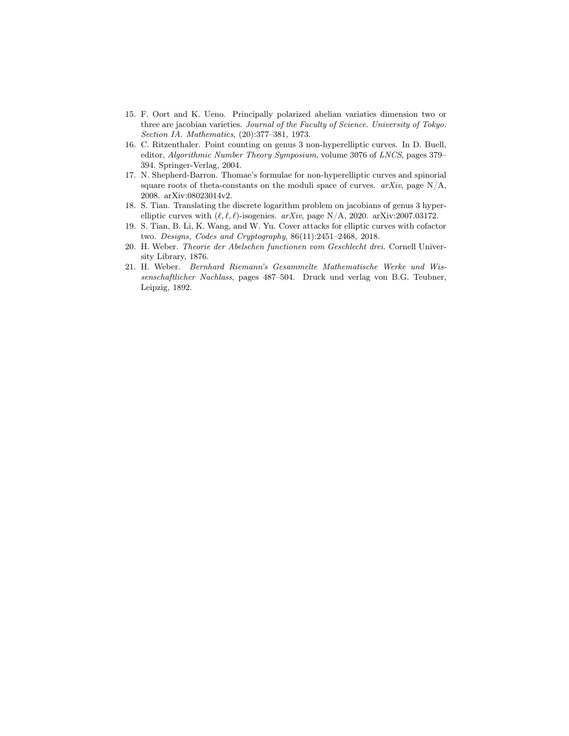15. F. Oort and K. Ueno. Principally polarized abelian variaties dimension two or three are jacobian varieties. *Journal of the Faculty of Science. University of Tokyo. Section IA. Mathematics*, (20):377–381, 1973.
16. C. Ritzenthaler. Point counting on genus 3 non-hyperelliptic curves. In D. Buell, editor, *Algorithmic Number Theory Symposium*, volume 3076 of *LNCS*, pages 379–394. Springer-Verlag, 2004.
17. N. Shepherd-Barron. Thomae's formulae for non-hyperelliptic curves and spinorial square roots of theta-constants on the moduli space of curves. *arXiv*, page N/A, 2008. arXiv:08023014v2.
18. S. Tian. Translating the discrete logarithm problem on jacobians of genus 3 hyperelliptic curves with $(\ell, \ell, \ell)$-isogenies. *arXiv*, page N/A, 2020. arXiv:2007.03172.
19. S. Tian, B. Li, K. Wang, and W. Yu. Cover attacks for elliptic curves with cofactor two. *Designs, Codes and Cryptography*, 86(11):2451–2468, 2018.
20. H. Weber. *Theorie der Abelschen functionen vom Geschlecht drei*. Cornell University Library, 1876.
21. H. Weber. *Bernhard Riemann's Gesammelte Mathematische Werke und Wissenschaftlicher Nachlass*, pages 487–504. Druck und verlag von B.G. Teubner, Leipzig, 1892.